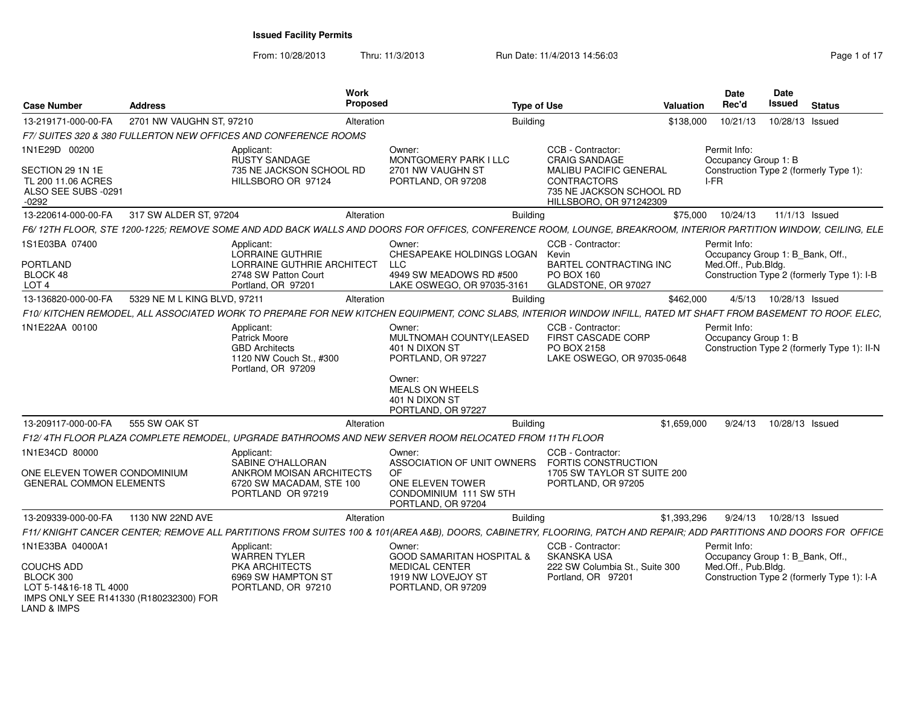## Issued Facility Permits

From: 10/28/2013 Thru: 11/3/2013 Run Date: 11/4/2013 14:56:03

| Case Number | Address | Work Proposed | Type of Use | Valuation | Date Rec'd | Date Issued | Status |
|---|---|---|---|---|---|---|---|
| 13-219171-000-00-FA | 2701 NW VAUGHN ST, 97210 | Alteration | Building | $138,000 | 10/21/13 | 10/28/13 | Issued |

*F7/ SUITES 320 & 380 FULLERTON NEW OFFICES AND CONFERENCE ROOMS*

1N1E29D 00200

SECTION 29 1N 1E
TL 200 11.06 ACRES
ALSO SEE SUBS -0291
-0292

Applicant:
RUSTY SANDAGE
735 NE JACKSON SCHOOL RD
HILLSBORO OR 97124

Owner:
MONTGOMERY PARK I LLC
2701 NW VAUGHN ST
PORTLAND, OR 97208

CCB - Contractor:
CRAIG SANDAGE
MALIBU PACIFIC GENERAL CONTRACTORS
735 NE JACKSON SCHOOL RD
HILLSBORO, OR 971242309

Permit Info:
Occupancy Group 1: B
Construction Type 2 (formerly Type 1): I-FR

---

| Case Number | Address | Work Proposed | Type of Use | Valuation | Date Rec'd | Date Issued | Status |
|---|---|---|---|---|---|---|---|
| 13-220614-000-00-FA | 317 SW ALDER ST, 97204 | Alteration | Building | $75,000 | 10/24/13 | 11/1/13 | Issued |

*F6/ 12TH FLOOR, STE 1200-1225; REMOVE SOME AND ADD BACK WALLS AND DOORS FOR OFFICES, CONFERENCE ROOM, LOUNGE, BREAKROOM, INTERIOR PARTITION WINDOW, CEILING, ELE*

1S1E03BA 07400

PORTLAND
BLOCK 48
LOT 4

Applicant:
LORRAINE GUTHRIE
LORRAINE GUTHRIE ARCHITECT
2748 SW Patton Court
Portland, OR 97201

Owner:
CHESAPEAKE HOLDINGS LOGAN LLC
4949 SW MEADOWS RD #500
LAKE OSWEGO, OR 97035-3161

CCB - Contractor:
Kevin
BARTEL CONTRACTING INC
PO BOX 160
GLADSTONE, OR 97027

Permit Info:
Occupancy Group 1: B_Bank, Off., Med.Off., Pub.Bldg.
Construction Type 2 (formerly Type 1): I-B

---

| Case Number | Address | Work Proposed | Type of Use | Valuation | Date Rec'd | Date Issued | Status |
|---|---|---|---|---|---|---|---|
| 13-136820-000-00-FA | 5329 NE M L KING BLVD, 97211 | Alteration | Building | $462,000 | 4/5/13 | 10/28/13 | Issued |

*F10/ KITCHEN REMODEL, ALL ASSOCIATED WORK TO PREPARE FOR NEW KITCHEN EQUIPMENT, CONC SLABS, INTERIOR WINDOW INFILL, RATED MT SHAFT FROM BASEMENT TO ROOF. ELEC,*

1N1E22AA 00100

Applicant:
Patrick Moore
GBD Architects
1120 NW Couch St., #300
Portland, OR 97209

Owner:
MULTNOMAH COUNTY(LEASED
401 N DIXON ST
PORTLAND, OR 97227

Owner:
MEALS ON WHEELS
401 N DIXON ST
PORTLAND, OR 97227

CCB - Contractor:
FIRST CASCADE CORP
PO BOX 2158
LAKE OSWEGO, OR 97035-0648

Permit Info:
Occupancy Group 1: B
Construction Type 2 (formerly Type 1): II-N

---

| Case Number | Address | Work Proposed | Type of Use | Valuation | Date Rec'd | Date Issued | Status |
|---|---|---|---|---|---|---|---|
| 13-209117-000-00-FA | 555 SW OAK ST | Alteration | Building | $1,659,000 | 9/24/13 | 10/28/13 | Issued |

*F12/ 4TH FLOOR PLAZA COMPLETE REMODEL, UPGRADE BATHROOMS AND NEW SERVER ROOM RELOCATED FROM 11TH FLOOR*

1N1E34CD 80000

ONE ELEVEN TOWER CONDOMINIUM
GENERAL COMMON ELEMENTS

Applicant:
SABINE O'HALLORAN
ANKROM MOISAN ARCHITECTS
6720 SW MACADAM, STE 100
PORTLAND OR 97219

Owner:
ASSOCIATION OF UNIT OWNERS OF
ONE ELEVEN TOWER
CONDOMINIUM 111 SW 5TH
PORTLAND, OR 97204

CCB - Contractor:
FORTIS CONSTRUCTION
1705 SW TAYLOR ST SUITE 200
PORTLAND, OR 97205

---

| Case Number | Address | Work Proposed | Type of Use | Valuation | Date Rec'd | Date Issued | Status |
|---|---|---|---|---|---|---|---|
| 13-209339-000-00-FA | 1130 NW 22ND AVE | Alteration | Building | $1,393,296 | 9/24/13 | 10/28/13 | Issued |

*F11/ KNIGHT CANCER CENTER; REMOVE ALL PARTITIONS FROM SUITES 100 & 101(AREA A&B), DOORS, CABINETRY, FLOORING, PATCH AND REPAIR; ADD PARTITIONS AND DOORS FOR OFFICE*

1N1E33BA 04000A1

COUCHS ADD
BLOCK 300
LOT 5-14&16-18 TL 4000
IMPS ONLY SEE R141330 (R180232300) FOR LAND & IMPS

Applicant:
WARREN TYLER
PKA ARCHITECTS
6969 SW HAMPTON ST
PORTLAND, OR 97210

Owner:
GOOD SAMARITAN HOSPITAL & MEDICAL CENTER
1919 NW LOVEJOY ST
PORTLAND, OR 97209

CCB - Contractor:
SKANSKA USA
222 SW Columbia St., Suite 300
Portland, OR 97201

Permit Info:
Occupancy Group 1: B_Bank, Off., Med.Off., Pub.Bldg.
Construction Type 2 (formerly Type 1): I-A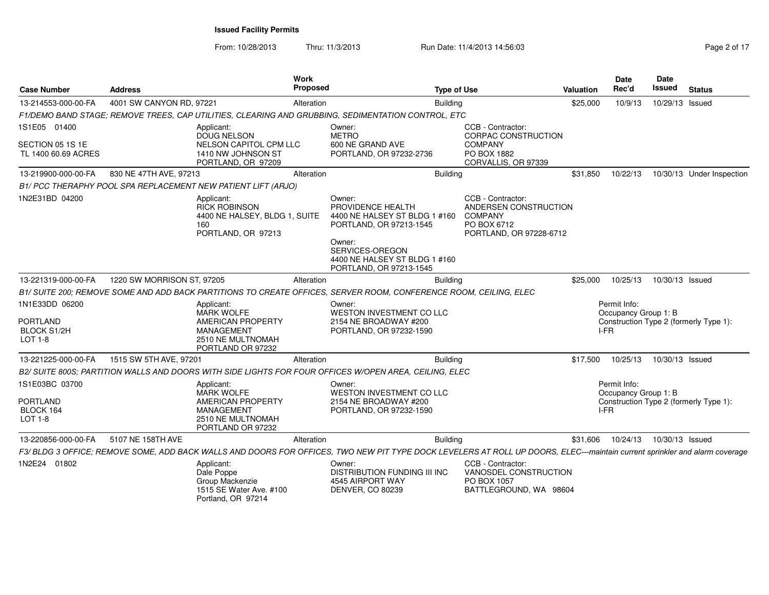**Issued Facility Permits**

From: 10/28/2013 Thru: 11/3/2013 Run Date: 11/4/2013 14:56:03

| Case Number | Address | Work Proposed | Type of Use | Valuation | Date Rec'd | Date Issued | Status |
|---|---|---|---|---|---|---|---|
| 13-214553-000-00-FA | 4001 SW CANYON RD, 97221 | Alteration | Building | $25,000 | 10/9/13 | 10/29/13 | Issued |

*F1/DEMO BAND STAGE; REMOVE TREES, CAP UTILITIES, CLEARING AND GRUBBING, SEDIMENTATION CONTROL, ETC*

1S1E05 01400
SECTION 05 1S 1E
TL 1400 60.69 ACRES

Applicant:
DOUG NELSON
NELSON CAPITOL CPM LLC
1410 NW JOHNSON ST
PORTLAND, OR 97209

Owner:
METRO
600 NE GRAND AVE
PORTLAND, OR 97232-2736

CCB - Contractor:
CORPAC CONSTRUCTION COMPANY
PO BOX 1882
CORVALLIS, OR 97339

| Case Number | Address | Work Proposed | Type of Use | Valuation | Date Rec'd | Date Issued | Status |
|---|---|---|---|---|---|---|---|
| 13-219900-000-00-FA | 830 NE 47TH AVE, 97213 | Alteration | Building | $31,850 | 10/22/13 | 10/30/13 | Under Inspection |

*B1/ PCC THERAPHY POOL SPA REPLACEMENT NEW PATIENT LIFT (ARJO)*

1N2E31BD 04200

Applicant:
RICK ROBINSON
4400 NE HALSEY, BLDG 1, SUITE 160
PORTLAND, OR 97213

Owner:
PROVIDENCE HEALTH
4400 NE HALSEY ST BLDG 1 #160
PORTLAND, OR 97213-1545

Owner:
SERVICES-OREGON
4400 NE HALSEY ST BLDG 1 #160
PORTLAND, OR 97213-1545

CCB - Contractor:
ANDERSEN CONSTRUCTION COMPANY
PO BOX 6712
PORTLAND, OR 97228-6712

| Case Number | Address | Work Proposed | Type of Use | Valuation | Date Rec'd | Date Issued | Status |
|---|---|---|---|---|---|---|---|
| 13-221319-000-00-FA | 1220 SW MORRISON ST, 97205 | Alteration | Building | $25,000 | 10/25/13 | 10/30/13 | Issued |

*B1/ SUITE 200; REMOVE SOME AND ADD BACK PARTITIONS TO CREATE OFFICES, SERVER ROOM, CONFERENCE ROOM, CEILING, ELEC*

1N1E33DD 06200
PORTLAND
BLOCK S1/2H
LOT 1-8

Applicant:
MARK WOLFE
AMERICAN PROPERTY MANAGEMENT
2510 NE MULTNOMAH
PORTLAND OR 97232

Owner:
WESTON INVESTMENT CO LLC
2154 NE BROADWAY #200
PORTLAND, OR 97232-1590

Permit Info:
Occupancy Group 1: B
Construction Type 2 (formerly Type 1): I-FR

| Case Number | Address | Work Proposed | Type of Use | Valuation | Date Rec'd | Date Issued | Status |
|---|---|---|---|---|---|---|---|
| 13-221225-000-00-FA | 1515 SW 5TH AVE, 97201 | Alteration | Building | $17,500 | 10/25/13 | 10/30/13 | Issued |

*B2/ SUITE 800S; PARTITION WALLS AND DOORS WITH SIDE LIGHTS FOR FOUR OFFICES W/OPEN AREA, CEILING, ELEC*

1S1E03BC 03700
PORTLAND
BLOCK 164
LOT 1-8

Applicant:
MARK WOLFE
AMERICAN PROPERTY MANAGEMENT
2510 NE MULTNOMAH
PORTLAND OR 97232

Owner:
WESTON INVESTMENT CO LLC
2154 NE BROADWAY #200
PORTLAND, OR 97232-1590

Permit Info:
Occupancy Group 1: B
Construction Type 2 (formerly Type 1): I-FR

| Case Number | Address | Work Proposed | Type of Use | Valuation | Date Rec'd | Date Issued | Status |
|---|---|---|---|---|---|---|---|
| 13-220856-000-00-FA | 5107 NE 158TH AVE | Alteration | Building | $31,606 | 10/24/13 | 10/30/13 | Issued |

*F3/ BLDG 3 OFFICE; REMOVE SOME, ADD BACK WALLS AND DOORS FOR OFFICES, TWO NEW PIT TYPE DOCK LEVELERS AT ROLL UP DOORS, ELEC---maintain current sprinkler and alarm coverage*

1N2E24 01802

Applicant:
Dale Poppe
Group Mackenzie
1515 SE Water Ave. #100
Portland, OR 97214

Owner:
DISTRIBUTION FUNDING III INC
4545 AIRPORT WAY
DENVER, CO 80239

CCB - Contractor:
VANOSDEL CONSTRUCTION
PO BOX 1057
BATTLEGROUND, WA 98604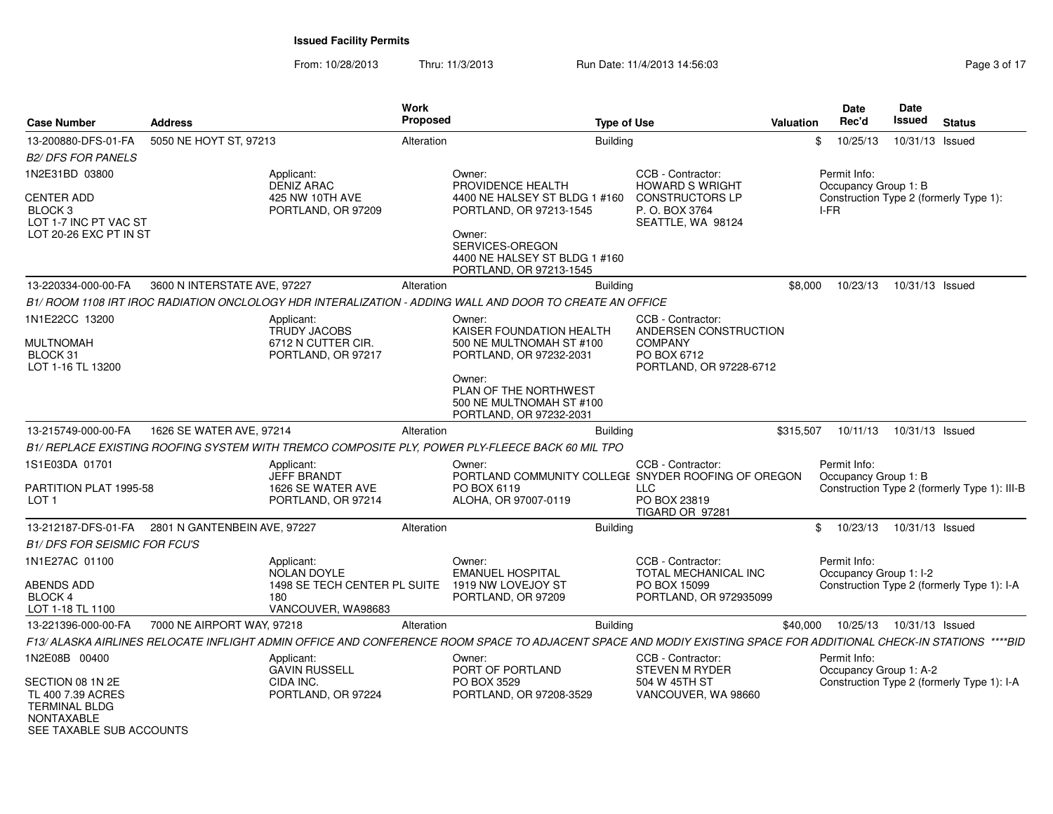**Issued Facility Permits**

From: 10/28/2013 Thru: 11/3/2013 Run Date: 11/4/2013 14:56:03

| Case Number | Address | Work Proposed | Type of Use | Valuation | Date Rec'd | Date Issued | Status |
|---|---|---|---|---|---|---|---|
| 13-200880-DFS-01-FA | 5050 NE HOYT ST, 97213 | Alteration | Building | $ | 10/25/13 | 10/31/13 | Issued |

*B2/ DFS FOR PANELS*

1N2E31BD 03800

CENTER ADD
BLOCK 3
LOT 1-7 INC PT VAC ST
LOT 20-26 EXC PT IN ST

Applicant:
DENIZ ARAC
425 NW 10TH AVE
PORTLAND, OR 97209

Owner:
PROVIDENCE HEALTH
4400 NE HALSEY ST BLDG 1 #160
PORTLAND, OR 97213-1545

Owner:
SERVICES-OREGON
4400 NE HALSEY ST BLDG 1 #160
PORTLAND, OR 97213-1545

CCB - Contractor:
HOWARD S WRIGHT
CONSTRUCTORS LP
P. O. BOX 3764
SEATTLE, WA 98124

Permit Info:
Occupancy Group 1: B
Construction Type 2 (formerly Type 1): I-FR

---

| Case Number | Address | Work Proposed | Type of Use | Valuation | Date Rec'd | Date Issued | Status |
|---|---|---|---|---|---|---|---|
| 13-220334-000-00-FA | 3600 N INTERSTATE AVE, 97227 | Alteration | Building | $8,000 | 10/23/13 | 10/31/13 | Issued |

*B1/ ROOM 1108 IRT IROC RADIATION ONCLOLOGY HDR INTERALIZATION - ADDING WALL AND DOOR TO CREATE AN OFFICE*

1N1E22CC 13200

MULTNOMAH
BLOCK 31
LOT 1-16 TL 13200

Applicant:
TRUDY JACOBS
6712 N CUTTER CIR.
PORTLAND, OR 97217

Owner:
KAISER FOUNDATION HEALTH
500 NE MULTNOMAH ST #100
PORTLAND, OR 97232-2031

Owner:
PLAN OF THE NORTHWEST
500 NE MULTNOMAH ST #100
PORTLAND, OR 97232-2031

CCB - Contractor:
ANDERSEN CONSTRUCTION
COMPANY
PO BOX 6712
PORTLAND, OR 97228-6712

---

| Case Number | Address | Work Proposed | Type of Use | Valuation | Date Rec'd | Date Issued | Status |
|---|---|---|---|---|---|---|---|
| 13-215749-000-00-FA | 1626 SE WATER AVE, 97214 | Alteration | Building | $315,507 | 10/11/13 | 10/31/13 | Issued |

*B1/ REPLACE EXISTING ROOFING SYSTEM WITH TREMCO COMPOSITE PLY, POWER PLY-FLEECE BACK 60 MIL TPO*

1S1E03DA 01701

PARTITION PLAT 1995-58
LOT 1

Applicant:
JEFF BRANDT
1626 SE WATER AVE
PORTLAND, OR 97214

Owner:
PORTLAND COMMUNITY COLLEGE
PO BOX 6119
ALOHA, OR 97007-0119

CCB - Contractor:
SNYDER ROOFING OF OREGON
LLC
PO BOX 23819
TIGARD OR 97281

Permit Info:
Occupancy Group 1: B
Construction Type 2 (formerly Type 1): III-B

---

| Case Number | Address | Work Proposed | Type of Use | Valuation | Date Rec'd | Date Issued | Status |
|---|---|---|---|---|---|---|---|
| 13-212187-DFS-01-FA | 2801 N GANTENBEIN AVE, 97227 | Alteration | Building | $ | 10/23/13 | 10/31/13 | Issued |

*B1/ DFS FOR SEISMIC FOR FCU'S*

1N1E27AC 01100

ABENDS ADD
BLOCK 4
LOT 1-18 TL 1100

Applicant:
NOLAN DOYLE
1498 SE TECH CENTER PL SUITE 180
VANCOUVER, WA98683

Owner:
EMANUEL HOSPITAL
1919 NW LOVEJOY ST
PORTLAND, OR 97209

CCB - Contractor:
TOTAL MECHANICAL INC
PO BOX 15099
PORTLAND, OR 972935099

Permit Info:
Occupancy Group 1: I-2
Construction Type 2 (formerly Type 1): I-A

---

| Case Number | Address | Work Proposed | Type of Use | Valuation | Date Rec'd | Date Issued | Status |
|---|---|---|---|---|---|---|---|
| 13-221396-000-00-FA | 7000 NE AIRPORT WAY, 97218 | Alteration | Building | $40,000 | 10/25/13 | 10/31/13 | Issued |

*F13/ ALASKA AIRLINES RELOCATE INFLIGHT ADMIN OFFICE AND CONFERENCE ROOM SPACE TO ADJACENT SPACE AND MODIY EXISTING SPACE FOR ADDITIONAL CHECK-IN STATIONS ****BID*

1N2E08B 00400

SECTION 08 1N 2E
TL 400 7.39 ACRES
TERMINAL BLDG
NONTAXABLE
SEE TAXABLE SUB ACCOUNTS

Applicant:
GAVIN RUSSELL
CIDA INC.
PORTLAND, OR 97224

Owner:
PORT OF PORTLAND
PO BOX 3529
PORTLAND, OR 97208-3529

CCB - Contractor:
STEVEN M RYDER
504 W 45TH ST
VANCOUVER, WA 98660

Permit Info:
Occupancy Group 1: A-2
Construction Type 2 (formerly Type 1): I-A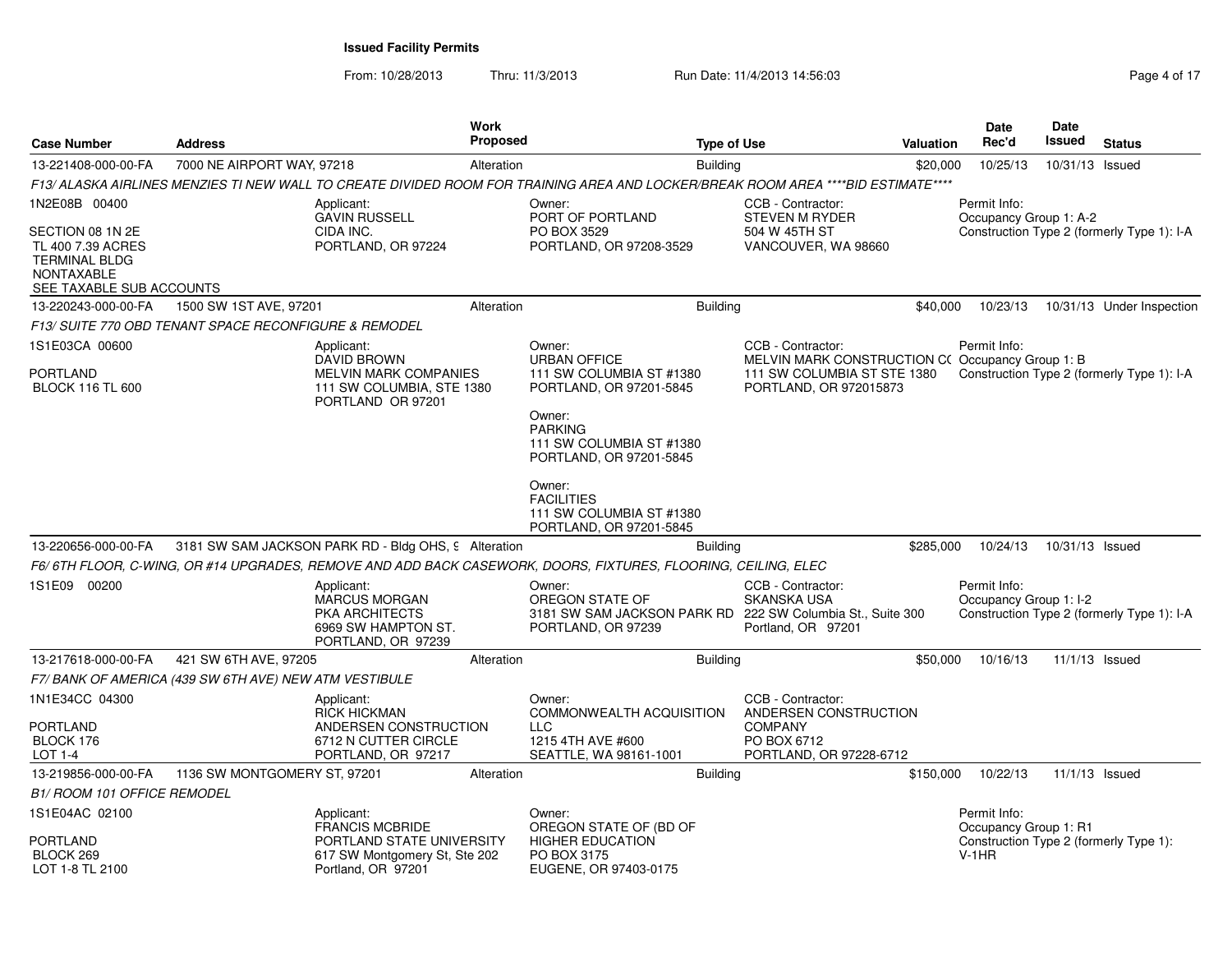**Issued Facility Permits**

From: 10/28/2013 Thru: 11/3/2013 Run Date: 11/4/2013 14:56:03

| Case Number | Address | Work Proposed | Type of Use | Valuation | Date Rec'd | Date Issued | Status |
|---|---|---|---|---|---|---|---|
| 13-221408-000-00-FA | 7000 NE AIRPORT WAY, 97218 | Alteration | Building | $20,000 | 10/25/13 | 10/31/13 | Issued |

*F13/ ALASKA AIRLINES MENZIES TI NEW WALL TO CREATE DIVIDED ROOM FOR TRAINING AREA AND LOCKER/BREAK ROOM AREA \*\*\*\*BID ESTIMATE\*\*\*\**

1N2E08B 00400
SECTION 08 1N 2E
TL 400 7.39 ACRES
TERMINAL BLDG
NONTAXABLE
SEE TAXABLE SUB ACCOUNTS

Applicant: GAVIN RUSSELL, CIDA INC., PORTLAND, OR 97224

Owner: PORT OF PORTLAND, PO BOX 3529, PORTLAND, OR 97208-3529

CCB - Contractor: STEVEN M RYDER, 504 W 45TH ST, VANCOUVER, WA 98660

Permit Info: Occupancy Group 1: A-2; Construction Type 2 (formerly Type 1): I-A

| Case Number | Address | Work Proposed | Type of Use | Valuation | Date Rec'd | Date Issued | Status |
|---|---|---|---|---|---|---|---|
| 13-220243-000-00-FA | 1500 SW 1ST AVE, 97201 | Alteration | Building | $40,000 | 10/23/13 | 10/31/13 | Under Inspection |

*F13/ SUITE 770 OBD TENANT SPACE RECONFIGURE & REMODEL*

1S1E03CA 00600
PORTLAND
BLOCK 116 TL 600

Applicant: DAVID BROWN, MELVIN MARK COMPANIES, 111 SW COLUMBIA, STE 1380, PORTLAND OR 97201

Owner: URBAN OFFICE, 111 SW COLUMBIA ST #1380, PORTLAND, OR 97201-5845

Owner: PARKING, 111 SW COLUMBIA ST #1380, PORTLAND, OR 97201-5845

Owner: FACILITIES, 111 SW COLUMBIA ST #1380, PORTLAND, OR 97201-5845

CCB - Contractor: MELVIN MARK CONSTRUCTION C(, 111 SW COLUMBIA ST STE 1380, PORTLAND, OR 972015873

Permit Info: Occupancy Group 1: B; Construction Type 2 (formerly Type 1): I-A

| Case Number | Address | Work Proposed | Type of Use | Valuation | Date Rec'd | Date Issued | Status |
|---|---|---|---|---|---|---|---|
| 13-220656-000-00-FA | 3181 SW SAM JACKSON PARK RD - Bldg OHS, 9 | Alteration | Building | $285,000 | 10/24/13 | 10/31/13 | Issued |

*F6/ 6TH FLOOR, C-WING, OR #14 UPGRADES, REMOVE AND ADD BACK CASEWORK, DOORS, FIXTURES, FLOORING, CEILING, ELEC*

1S1E09 00200

Applicant: MARCUS MORGAN, PKA ARCHITECTS, 6969 SW HAMPTON ST., PORTLAND, OR 97239

Owner: OREGON STATE OF, 3181 SW SAM JACKSON PARK RD, PORTLAND, OR 97239

CCB - Contractor: SKANSKA USA, 222 SW Columbia St., Suite 300, Portland, OR 97201

Permit Info: Occupancy Group 1: I-2; Construction Type 2 (formerly Type 1): I-A

| Case Number | Address | Work Proposed | Type of Use | Valuation | Date Rec'd | Date Issued | Status |
|---|---|---|---|---|---|---|---|
| 13-217618-000-00-FA | 421 SW 6TH AVE, 97205 | Alteration | Building | $50,000 | 10/16/13 | 11/1/13 | Issued |

*F7/ BANK OF AMERICA (439 SW 6TH AVE) NEW ATM VESTIBULE*

1N1E34CC 04300
PORTLAND
BLOCK 176
LOT 1-4

Applicant: RICK HICKMAN, ANDERSEN CONSTRUCTION, 6712 N CUTTER CIRCLE, PORTLAND, OR 97217

Owner: COMMONWEALTH ACQUISITION LLC, 1215 4TH AVE #600, SEATTLE, WA 98161-1001

CCB - Contractor: ANDERSEN CONSTRUCTION COMPANY, PO BOX 6712, PORTLAND, OR 97228-6712

| Case Number | Address | Work Proposed | Type of Use | Valuation | Date Rec'd | Date Issued | Status |
|---|---|---|---|---|---|---|---|
| 13-219856-000-00-FA | 1136 SW MONTGOMERY ST, 97201 | Alteration | Building | $150,000 | 10/22/13 | 11/1/13 | Issued |

*B1/ ROOM 101 OFFICE REMODEL*

1S1E04AC 02100
PORTLAND
BLOCK 269
LOT 1-8 TL 2100

Applicant: FRANCIS MCBRIDE, PORTLAND STATE UNIVERSITY, 617 SW Montgomery St, Ste 202, Portland, OR 97201

Owner: OREGON STATE OF (BD OF HIGHER EDUCATION, PO BOX 3175, EUGENE, OR 97403-0175

Permit Info: Occupancy Group 1: R1; Construction Type 2 (formerly Type 1): V-1HR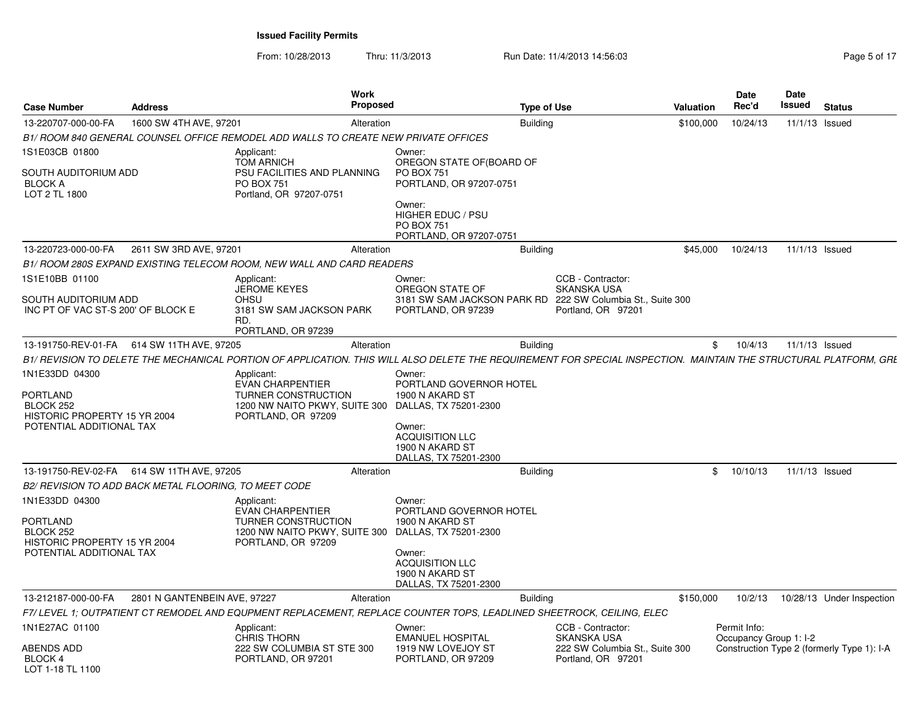**Issued Facility Permits**

From: 10/28/2013 Thru: 11/3/2013 Run Date: 11/4/2013 14:56:03

| Case Number | Address | Work Proposed | Type of Use | Valuation | Date Rec'd | Date Issued | Status |
|---|---|---|---|---|---|---|---|
| 13-220707-000-00-FA | 1600 SW 4TH AVE, 97201 | Alteration | Building | $100,000 | 10/24/13 | 11/1/13 | Issued |

B1/ ROOM 840 GENERAL COUNSEL OFFICE REMODEL ADD WALLS TO CREATE NEW PRIVATE OFFICES

1S1E03CB 01800

SOUTH AUDITORIUM ADD
BLOCK A
LOT 2 TL 1800

Applicant:
TOM ARNICH
PSU FACILITIES AND PLANNING
PO BOX 751
Portland, OR 97207-0751

Owner:
OREGON STATE OF(BOARD OF
PO BOX 751
PORTLAND, OR 97207-0751

Owner:
HIGHER EDUC / PSU
PO BOX 751
PORTLAND, OR 97207-0751

---

| Case Number | Address | Work Proposed | Type of Use | Valuation | Date Rec'd | Date Issued | Status |
|---|---|---|---|---|---|---|---|
| 13-220723-000-00-FA | 2611 SW 3RD AVE, 97201 | Alteration | Building | $45,000 | 10/24/13 | 11/1/13 | Issued |

B1/ ROOM 280S EXPAND EXISTING TELECOM ROOM, NEW WALL AND CARD READERS

1S1E10BB 01100

SOUTH AUDITORIUM ADD
INC PT OF VAC ST-S 200' OF BLOCK E

Applicant:
JEROME KEYES
OHSU
3181 SW SAM JACKSON PARK RD.
PORTLAND, OR 97239

Owner:
OREGON STATE OF
3181 SW SAM JACKSON PARK RD
PORTLAND, OR 97239

CCB - Contractor:
SKANSKA USA
222 SW Columbia St., Suite 300
Portland, OR 97201

---

| Case Number | Address | Work Proposed | Type of Use | Valuation | Date Rec'd | Date Issued | Status |
|---|---|---|---|---|---|---|---|
| 13-191750-REV-01-FA | 614 SW 11TH AVE, 97205 | Alteration | Building | $ | 10/4/13 | 11/1/13 | Issued |

B1/ REVISION TO DELETE THE MECHANICAL PORTION OF APPLICATION. THIS WILL ALSO DELETE THE REQUIREMENT FOR SPECIAL INSPECTION. MAINTAIN THE STRUCTURAL PLATFORM, GRE

1N1E33DD 04300

PORTLAND
BLOCK 252
HISTORIC PROPERTY 15 YR 2004
POTENTIAL ADDITIONAL TAX

Applicant:
EVAN CHARPENTIER
TURNER CONSTRUCTION
1200 NW NAITO PKWY, SUITE 300
PORTLAND, OR 97209

Owner:
PORTLAND GOVERNOR HOTEL
1900 N AKARD ST
DALLAS, TX 75201-2300

Owner:
ACQUISITION LLC
1900 N AKARD ST
DALLAS, TX 75201-2300

---

| Case Number | Address | Work Proposed | Type of Use | Valuation | Date Rec'd | Date Issued | Status |
|---|---|---|---|---|---|---|---|
| 13-191750-REV-02-FA | 614 SW 11TH AVE, 97205 | Alteration | Building | $ | 10/10/13 | 11/1/13 | Issued |

B2/ REVISION TO ADD BACK METAL FLOORING, TO MEET CODE

1N1E33DD 04300

PORTLAND
BLOCK 252
HISTORIC PROPERTY 15 YR 2004
POTENTIAL ADDITIONAL TAX

Applicant:
EVAN CHARPENTIER
TURNER CONSTRUCTION
1200 NW NAITO PKWY, SUITE 300
PORTLAND, OR 97209

Owner:
PORTLAND GOVERNOR HOTEL
1900 N AKARD ST
DALLAS, TX 75201-2300

Owner:
ACQUISITION LLC
1900 N AKARD ST
DALLAS, TX 75201-2300

---

| Case Number | Address | Work Proposed | Type of Use | Valuation | Date Rec'd | Date Issued | Status |
|---|---|---|---|---|---|---|---|
| 13-212187-000-00-FA | 2801 N GANTENBEIN AVE, 97227 | Alteration | Building | $150,000 | 10/2/13 | 10/28/13 | Under Inspection |

F7/ LEVEL 1; OUTPATIENT CT REMODEL AND EQUPMENT REPLACEMENT, REPLACE COUNTER TOPS, LEADLINED SHEETROCK, CEILING, ELEC

1N1E27AC 01100

ABENDS ADD
BLOCK 4
LOT 1-18 TL 1100

Applicant:
CHRIS THORN
222 SW COLUMBIA ST STE 300
PORTLAND, OR 97201

Owner:
EMANUEL HOSPITAL
1919 NW LOVEJOY ST
PORTLAND, OR 97209

CCB - Contractor:
SKANSKA USA
222 SW Columbia St., Suite 300
Portland, OR 97201

Permit Info:
Occupancy Group 1: I-2
Construction Type 2 (formerly Type 1): I-A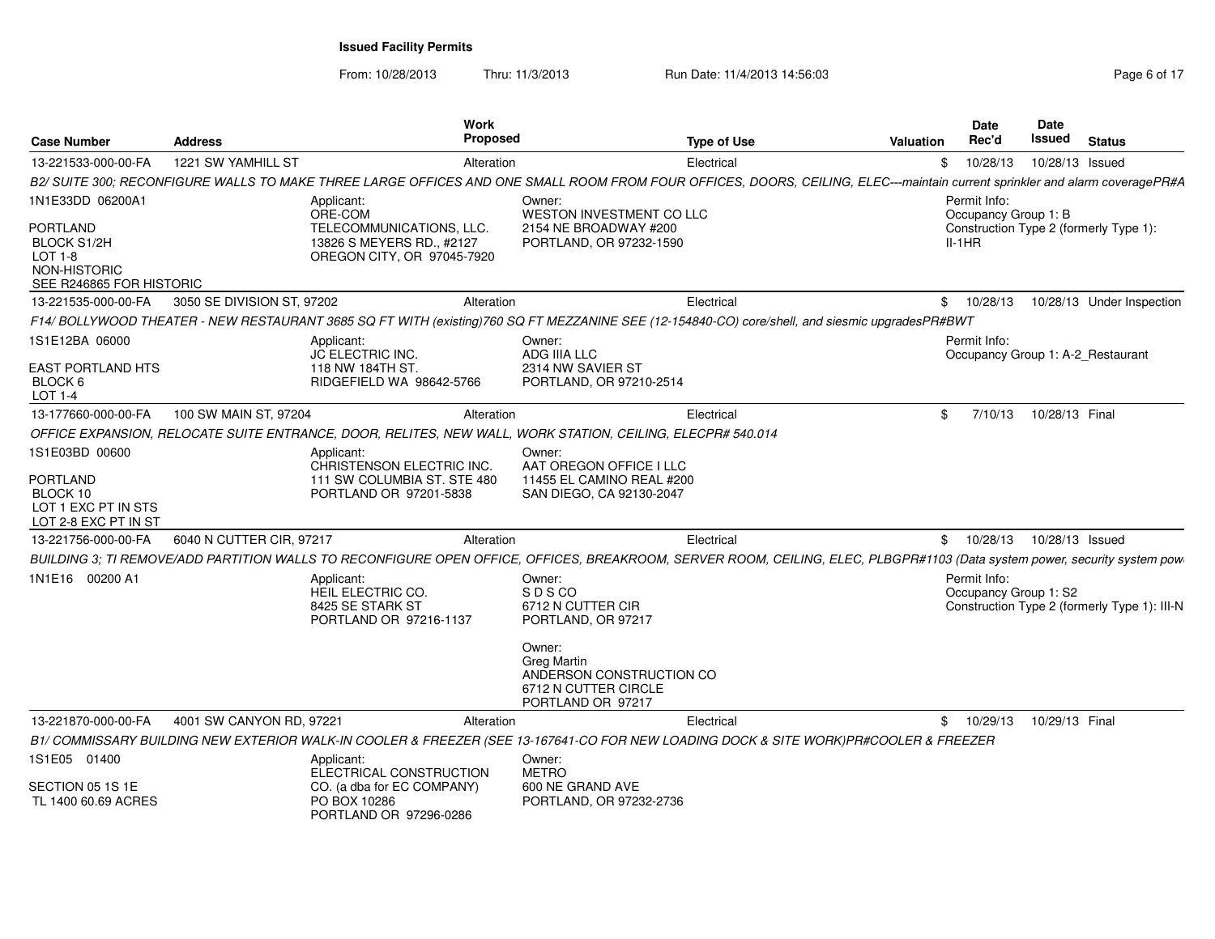**Issued Facility Permits**

From: 10/28/2013 Thru: 11/3/2013 Run Date: 11/4/2013 14:56:03

| Case Number | Address | Work Proposed | Type of Use | Valuation | Date Rec'd | Date Issued | Status |
|---|---|---|---|---|---|---|---|
| 13-221533-000-00-FA | 1221 SW YAMHILL ST | Alteration | Electrical | $ | 10/28/13 | 10/28/13 | Issued |

B2/ SUITE 300; RECONFIGURE WALLS TO MAKE THREE LARGE OFFICES AND ONE SMALL ROOM FROM FOUR OFFICES, DOORS, CEILING, ELEC---maintain current sprinkler and alarm coveragePR#A

1N1E33DD 06200A1

PORTLAND
BLOCK S1/2H
LOT 1-8
NON-HISTORIC
SEE R246865 FOR HISTORIC

Applicant:
ORE-COM
TELECOMMUNICATIONS, LLC.
13826 S MEYERS RD., #2127
OREGON CITY, OR 97045-7920

Owner:
WESTON INVESTMENT CO LLC
2154 NE BROADWAY #200
PORTLAND, OR 97232-1590

Permit Info:
Occupancy Group 1: B
Construction Type 2 (formerly Type 1): II-1HR

| Case Number | Address | Work Proposed | Type of Use | Valuation | Date Rec'd | Date Issued | Status |
|---|---|---|---|---|---|---|---|
| 13-221535-000-00-FA | 3050 SE DIVISION ST, 97202 | Alteration | Electrical | $ | 10/28/13 | 10/28/13 | Under Inspection |

F14/ BOLLYWOOD THEATER - NEW RESTAURANT 3685 SQ FT WITH (existing)760 SQ FT MEZZANINE SEE (12-154840-CO) core/shell, and siesmic upgradesPR#BWT

1S1E12BA 06000

EAST PORTLAND HTS
BLOCK 6
LOT 1-4

Applicant:
JC ELECTRIC INC.
118 NW 184TH ST.
RIDGEFIELD WA 98642-5766

Owner:
ADG IIIA LLC
2314 NW SAVIER ST
PORTLAND, OR 97210-2514

Permit Info:
Occupancy Group 1: A-2_Restaurant

| Case Number | Address | Work Proposed | Type of Use | Valuation | Date Rec'd | Date Issued | Status |
|---|---|---|---|---|---|---|---|
| 13-177660-000-00-FA | 100 SW MAIN ST, 97204 | Alteration | Electrical | $ | 7/10/13 | 10/28/13 | Final |

OFFICE EXPANSION, RELOCATE SUITE ENTRANCE, DOOR, RELITES, NEW WALL, WORK STATION, CEILING, ELECPR# 540.014

1S1E03BD 00600

PORTLAND
BLOCK 10
LOT 1 EXC PT IN STS
LOT 2-8 EXC PT IN ST

Applicant:
CHRISTENSON ELECTRIC INC.
111 SW COLUMBIA ST. STE 480
PORTLAND OR 97201-5838

Owner:
AAT OREGON OFFICE I LLC
11455 EL CAMINO REAL #200
SAN DIEGO, CA 92130-2047

| Case Number | Address | Work Proposed | Type of Use | Valuation | Date Rec'd | Date Issued | Status |
|---|---|---|---|---|---|---|---|
| 13-221756-000-00-FA | 6040 N CUTTER CIR, 97217 | Alteration | Electrical | $ | 10/28/13 | 10/28/13 | Issued |

BUILDING 3; TI REMOVE/ADD PARTITION WALLS TO RECONFIGURE OPEN OFFICE, OFFICES, BREAKROOM, SERVER ROOM, CEILING, ELEC, PLBGPR#1103 (Data system power, security system pow

1N1E16 00200 A1

Applicant:
HEIL ELECTRIC CO.
8425 SE STARK ST
PORTLAND OR 97216-1137

Owner:
S D S CO
6712 N CUTTER CIR
PORTLAND, OR 97217

Owner:
Greg Martin
ANDERSON CONSTRUCTION CO
6712 N CUTTER CIRCLE
PORTLAND OR 97217

Permit Info:
Occupancy Group 1: S2
Construction Type 2 (formerly Type 1): III-N

| Case Number | Address | Work Proposed | Type of Use | Valuation | Date Rec'd | Date Issued | Status |
|---|---|---|---|---|---|---|---|
| 13-221870-000-00-FA | 4001 SW CANYON RD, 97221 | Alteration | Electrical | $ | 10/29/13 | 10/29/13 | Final |

B1/ COMMISSARY BUILDING NEW EXTERIOR WALK-IN COOLER & FREEZER (SEE 13-167641-CO FOR NEW LOADING DOCK & SITE WORK)PR#COOLER & FREEZER

1S1E05 01400

SECTION 05 1S 1E
TL 1400 60.69 ACRES

Applicant:
ELECTRICAL CONSTRUCTION
CO. (a dba for EC COMPANY)
PO BOX 10286
PORTLAND OR 97296-0286

Owner:
METRO
600 NE GRAND AVE
PORTLAND, OR 97232-2736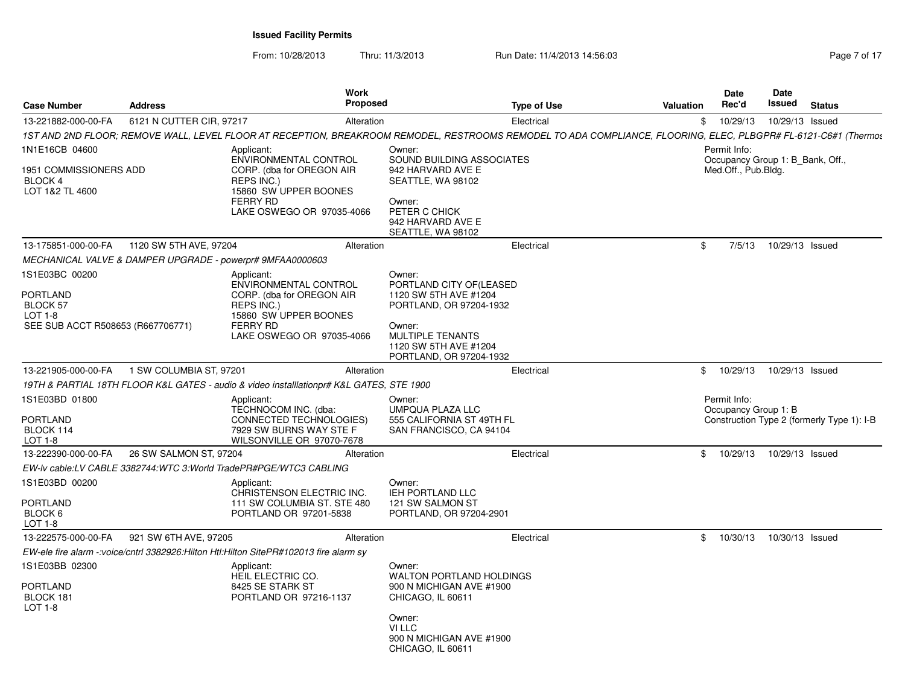**Issued Facility Permits**

From: 10/28/2013 Thru: 11/3/2013 Run Date: 11/4/2013 14:56:03

| Case Number | Address | Work Proposed | Type of Use | Valuation | Date Rec'd | Date Issued | Status |
|---|---|---|---|---|---|---|---|
| 13-221882-000-00-FA | 6121 N CUTTER CIR, 97217 | Alteration | Electrical | $ | 10/29/13 | 10/29/13 | Issued |

1ST AND 2ND FLOOR; REMOVE WALL, LEVEL FLOOR AT RECEPTION, BREAKROOM REMODEL, RESTROOMS REMODEL TO ADA COMPLIANCE, FLOORING, ELEC, PLBGPR# FL-6121-C6#1 (Thermos

1N1E16CB 04600

1951 COMMISSIONERS ADD
BLOCK 4
LOT 1&2 TL 4600

Applicant:
ENVIRONMENTAL CONTROL CORP. (dba for OREGON AIR REPS INC.)
15860 SW UPPER BOONES FERRY RD
LAKE OSWEGO OR 97035-4066

Owner:
SOUND BUILDING ASSOCIATES
942 HARVARD AVE E
SEATTLE, WA 98102

Owner:
PETER C CHICK
942 HARVARD AVE E
SEATTLE, WA 98102

Permit Info:
Occupancy Group 1: B_Bank, Off., Med.Off., Pub.Bldg.

| Case Number | Address | Work Proposed | Type of Use | Valuation | Date Rec'd | Date Issued | Status |
|---|---|---|---|---|---|---|---|
| 13-175851-000-00-FA | 1120 SW 5TH AVE, 97204 | Alteration | Electrical | $ | 7/5/13 | 10/29/13 | Issued |

MECHANICAL VALVE & DAMPER UPGRADE - powerpr# 9MFAA0000603

1S1E03BC 00200

PORTLAND
BLOCK 57
LOT 1-8
SEE SUB ACCT R508653 (R667706771)

Applicant:
ENVIRONMENTAL CONTROL CORP. (dba for OREGON AIR REPS INC.)
15860 SW UPPER BOONES FERRY RD
LAKE OSWEGO OR 97035-4066

Owner:
PORTLAND CITY OF(LEASED
1120 SW 5TH AVE #1204
PORTLAND, OR 97204-1932

Owner:
MULTIPLE TENANTS
1120 SW 5TH AVE #1204
PORTLAND, OR 97204-1932

| Case Number | Address | Work Proposed | Type of Use | Valuation | Date Rec'd | Date Issued | Status |
|---|---|---|---|---|---|---|---|
| 13-221905-000-00-FA | 1 SW COLUMBIA ST, 97201 | Alteration | Electrical | $ | 10/29/13 | 10/29/13 | Issued |

19TH & PARTIAL 18TH FLOOR K&L GATES - audio & video installlationpr# K&L GATES, STE 1900

1S1E03BD 01800

PORTLAND
BLOCK 114
LOT 1-8

Applicant:
TECHNOCOM INC. (dba: CONNECTED TECHNOLOGIES)
7929 SW BURNS WAY STE F
WILSONVILLE OR 97070-7678

Owner:
UMPQUA PLAZA LLC
555 CALIFORNIA ST 49TH FL
SAN FRANCISCO, CA 94104

Permit Info:
Occupancy Group 1: B
Construction Type 2 (formerly Type 1): I-B

| Case Number | Address | Work Proposed | Type of Use | Valuation | Date Rec'd | Date Issued | Status |
|---|---|---|---|---|---|---|---|
| 13-222390-000-00-FA | 26 SW SALMON ST, 97204 | Alteration | Electrical | $ | 10/29/13 | 10/29/13 | Issued |

EW-lv cable:LV CABLE 3382744:WTC 3:World TradePR#PGE/WTC3 CABLING

1S1E03BD 00200

PORTLAND
BLOCK 6
LOT 1-8

Applicant:
CHRISTENSON ELECTRIC INC.
111 SW COLUMBIA ST. STE 480
PORTLAND OR 97201-5838

Owner:
IEH PORTLAND LLC
121 SW SALMON ST
PORTLAND, OR 97204-2901

| Case Number | Address | Work Proposed | Type of Use | Valuation | Date Rec'd | Date Issued | Status |
|---|---|---|---|---|---|---|---|
| 13-222575-000-00-FA | 921 SW 6TH AVE, 97205 | Alteration | Electrical | $ | 10/30/13 | 10/30/13 | Issued |

EW-ele fire alarm -:voice/cntrl 3382926:Hilton Htl:Hilton SitePR#102013 fire alarm sy

1S1E03BB 02300

PORTLAND
BLOCK 181
LOT 1-8

Applicant:
HEIL ELECTRIC CO.
8425 SE STARK ST
PORTLAND OR 97216-1137

Owner:
WALTON PORTLAND HOLDINGS
900 N MICHIGAN AVE #1900
CHICAGO, IL 60611

Owner:
VI LLC
900 N MICHIGAN AVE #1900
CHICAGO, IL 60611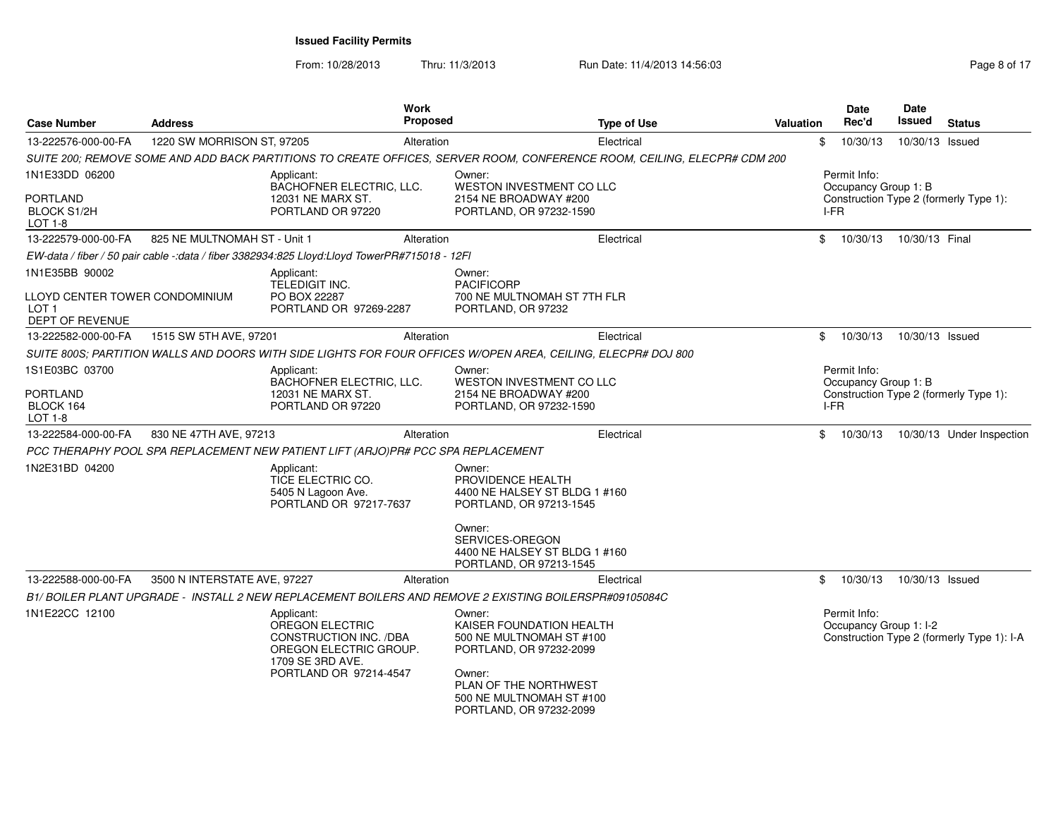**Issued Facility Permits**

From: 10/28/2013 Thru: 11/3/2013 Run Date: 11/4/2013 14:56:03

| Case Number | Address | Work Proposed | Type of Use | Valuation | Date Rec'd | Date Issued | Status |
|---|---|---|---|---|---|---|---|
| 13-222576-000-00-FA | 1220 SW MORRISON ST, 97205 | Alteration | Electrical | $ | 10/30/13 | 10/30/13 | Issued |
| *SUITE 200; REMOVE SOME AND ADD BACK PARTITIONS TO CREATE OFFICES, SERVER ROOM, CONFERENCE ROOM, CEILING, ELECPR# CDM 200* | | | | | | | |
| 1N1E33DD 06200<br>PORTLAND<br>BLOCK S1/2H<br>LOT 1-8 | Applicant:<br>BACHOFNER ELECTRIC, LLC.<br>12031 NE MARX ST.<br>PORTLAND OR 97220 | | Owner:<br>WESTON INVESTMENT CO LLC<br>2154 NE BROADWAY #200<br>PORTLAND, OR 97232-1590 | | Permit Info:<br>Occupancy Group 1: B<br>Construction Type 2 (formerly Type 1): I-FR | | |
| 13-222579-000-00-FA | 825 NE MULTNOMAH ST - Unit 1 | Alteration | Electrical | $ | 10/30/13 | 10/30/13 | Final |
| *EW-data / fiber / 50 pair cable -:data / fiber 3382934:825 Lloyd:Lloyd TowerPR#715018 - 12Fl* | | | | | | | |
| 1N1E35BB 90002<br>LLOYD CENTER TOWER CONDOMINIUM<br>LOT 1<br>DEPT OF REVENUE | Applicant:<br>TELEDIGIT INC.<br>PO BOX 22287<br>PORTLAND OR 97269-2287 | | Owner:<br>PACIFICORP<br>700 NE MULTNOMAH ST 7TH FLR<br>PORTLAND, OR 97232 | | | | |
| 13-222582-000-00-FA | 1515 SW 5TH AVE, 97201 | Alteration | Electrical | $ | 10/30/13 | 10/30/13 | Issued |
| *SUITE 800S; PARTITION WALLS AND DOORS WITH SIDE LIGHTS FOR FOUR OFFICES W/OPEN AREA, CEILING, ELECPR# DOJ 800* | | | | | | | |
| 1S1E03BC 03700<br>PORTLAND<br>BLOCK 164<br>LOT 1-8 | Applicant:<br>BACHOFNER ELECTRIC, LLC.<br>12031 NE MARX ST.<br>PORTLAND OR 97220 | | Owner:<br>WESTON INVESTMENT CO LLC<br>2154 NE BROADWAY #200<br>PORTLAND, OR 97232-1590 | | Permit Info:<br>Occupancy Group 1: B<br>Construction Type 2 (formerly Type 1): I-FR | | |
| 13-222584-000-00-FA | 830 NE 47TH AVE, 97213 | Alteration | Electrical | $ | 10/30/13 | 10/30/13 | Under Inspection |
| *PCC THERAPHY POOL SPA REPLACEMENT NEW PATIENT LIFT (ARJO)PR# PCC SPA REPLACEMENT* | | | | | | | |
| 1N2E31BD 04200 | Applicant:<br>TICE ELECTRIC CO.<br>5405 N Lagoon Ave.<br>PORTLAND OR 97217-7637 | | Owner:<br>PROVIDENCE HEALTH<br>4400 NE HALSEY ST BLDG 1 #160<br>PORTLAND, OR 97213-1545<br><br>Owner:<br>SERVICES-OREGON<br>4400 NE HALSEY ST BLDG 1 #160<br>PORTLAND, OR 97213-1545 | | | | |
| 13-222588-000-00-FA | 3500 N INTERSTATE AVE, 97227 | Alteration | Electrical | $ | 10/30/13 | 10/30/13 | Issued |
| *B1/ BOILER PLANT UPGRADE - INSTALL 2 NEW REPLACEMENT BOILERS AND REMOVE 2 EXISTING BOILERSPR#09105084C* | | | | | | | |
| 1N1E22CC 12100 | Applicant:<br>OREGON ELECTRIC CONSTRUCTION INC. /DBA OREGON ELECTRIC GROUP.<br>1709 SE 3RD AVE.<br>PORTLAND OR 97214-4547 | | Owner:<br>KAISER FOUNDATION HEALTH<br>500 NE MULTNOMAH ST #100<br>PORTLAND, OR 97232-2099<br><br>Owner:<br>PLAN OF THE NORTHWEST<br>500 NE MULTNOMAH ST #100<br>PORTLAND, OR 97232-2099 | | Permit Info:<br>Occupancy Group 1: I-2<br>Construction Type 2 (formerly Type 1): I-A | | |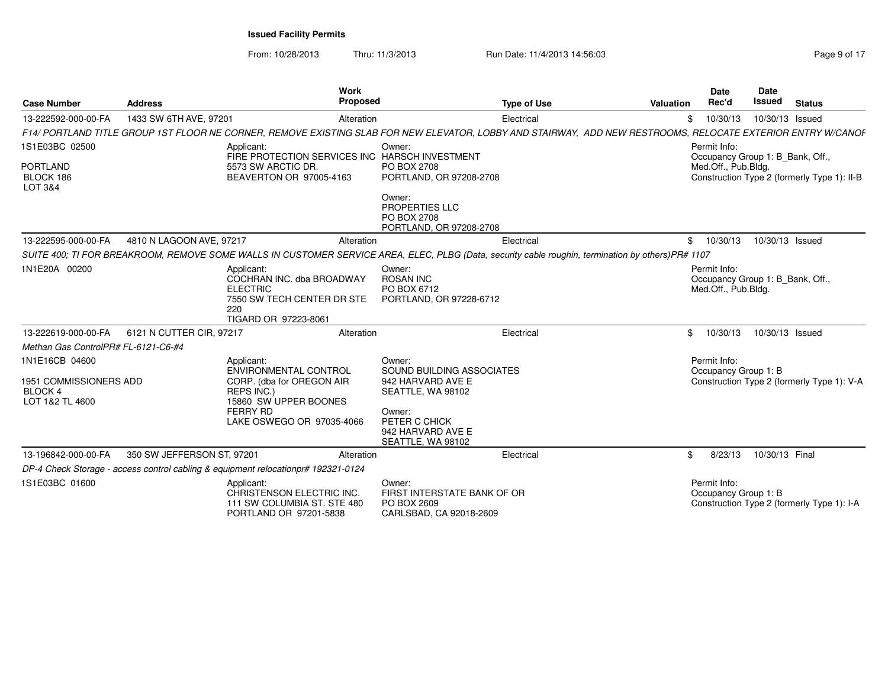**Issued Facility Permits**

From: 10/28/2013 Thru: 11/3/2013 Run Date: 11/4/2013 14:56:03

| Case Number | Address | Work Proposed | Type of Use | Valuation | Date Rec'd | Date Issued | Status |
|---|---|---|---|---|---|---|---|
| 13-222592-000-00-FA | 1433 SW 6TH AVE, 97201 | Alteration | Electrical | $ | 10/30/13 | 10/30/13 | Issued |

*F14/ PORTLAND TITLE GROUP 1ST FLOOR NE CORNER, REMOVE EXISTING SLAB FOR NEW ELEVATOR, LOBBY AND STAIRWAY, ADD NEW RESTROOMS, RELOCATE EXTERIOR ENTRY W/CANOF*

1S1E03BC 02500

PORTLAND
BLOCK 186
LOT 3&4

Applicant:
FIRE PROTECTION SERVICES INC
5573 SW ARCTIC DR.
BEAVERTON OR 97005-4163

Owner:
HARSCH INVESTMENT
PO BOX 2708
PORTLAND, OR 97208-2708

Owner:
PROPERTIES LLC
PO BOX 2708
PORTLAND, OR 97208-2708

Permit Info:
Occupancy Group 1: B_Bank, Off., Med.Off., Pub.Bldg.
Construction Type 2 (formerly Type 1): II-B

| Case Number | Address | Work Proposed | Type of Use | Valuation | Date Rec'd | Date Issued | Status |
|---|---|---|---|---|---|---|---|
| 13-222595-000-00-FA | 4810 N LAGOON AVE, 97217 | Alteration | Electrical | $ | 10/30/13 | 10/30/13 | Issued |

*SUITE 400; TI FOR BREAKROOM, REMOVE SOME WALLS IN CUSTOMER SERVICE AREA, ELEC, PLBG (Data, security cable roughin, termination by others)PR# 1107*

1N1E20A 00200

Applicant:
COCHRAN INC. dba BROADWAY ELECTRIC
7550 SW TECH CENTER DR STE 220
TIGARD OR 97223-8061

Owner:
ROSAN INC
PO BOX 6712
PORTLAND, OR 97228-6712

Permit Info:
Occupancy Group 1: B_Bank, Off., Med.Off., Pub.Bldg.

| Case Number | Address | Work Proposed | Type of Use | Valuation | Date Rec'd | Date Issued | Status |
|---|---|---|---|---|---|---|---|
| 13-222619-000-00-FA | 6121 N CUTTER CIR, 97217 | Alteration | Electrical | $ | 10/30/13 | 10/30/13 | Issued |

*Methan Gas ControlPR# FL-6121-C6-#4*

1N1E16CB 04600

1951 COMMISSIONERS ADD
BLOCK 4
LOT 1&2 TL 4600

Applicant:
ENVIRONMENTAL CONTROL CORP. (dba for OREGON AIR REPS INC.)
15860 SW UPPER BOONES FERRY RD
LAKE OSWEGO OR 97035-4066

Owner:
SOUND BUILDING ASSOCIATES
942 HARVARD AVE E
SEATTLE, WA 98102

Owner:
PETER C CHICK
942 HARVARD AVE E
SEATTLE, WA 98102

Permit Info:
Occupancy Group 1: B
Construction Type 2 (formerly Type 1): V-A

| Case Number | Address | Work Proposed | Type of Use | Valuation | Date Rec'd | Date Issued | Status |
|---|---|---|---|---|---|---|---|
| 13-196842-000-00-FA | 350 SW JEFFERSON ST, 97201 | Alteration | Electrical | $ | 8/23/13 | 10/30/13 | Final |

*DP-4 Check Storage - access control cabling & equipment relocationpr# 192321-0124*

1S1E03BC 01600

Applicant:
CHRISTENSON ELECTRIC INC.
111 SW COLUMBIA ST. STE 480
PORTLAND OR 97201-5838

Owner:
FIRST INTERSTATE BANK OF OR
PO BOX 2609
CARLSBAD, CA 92018-2609

Permit Info:
Occupancy Group 1: B
Construction Type 2 (formerly Type 1): I-A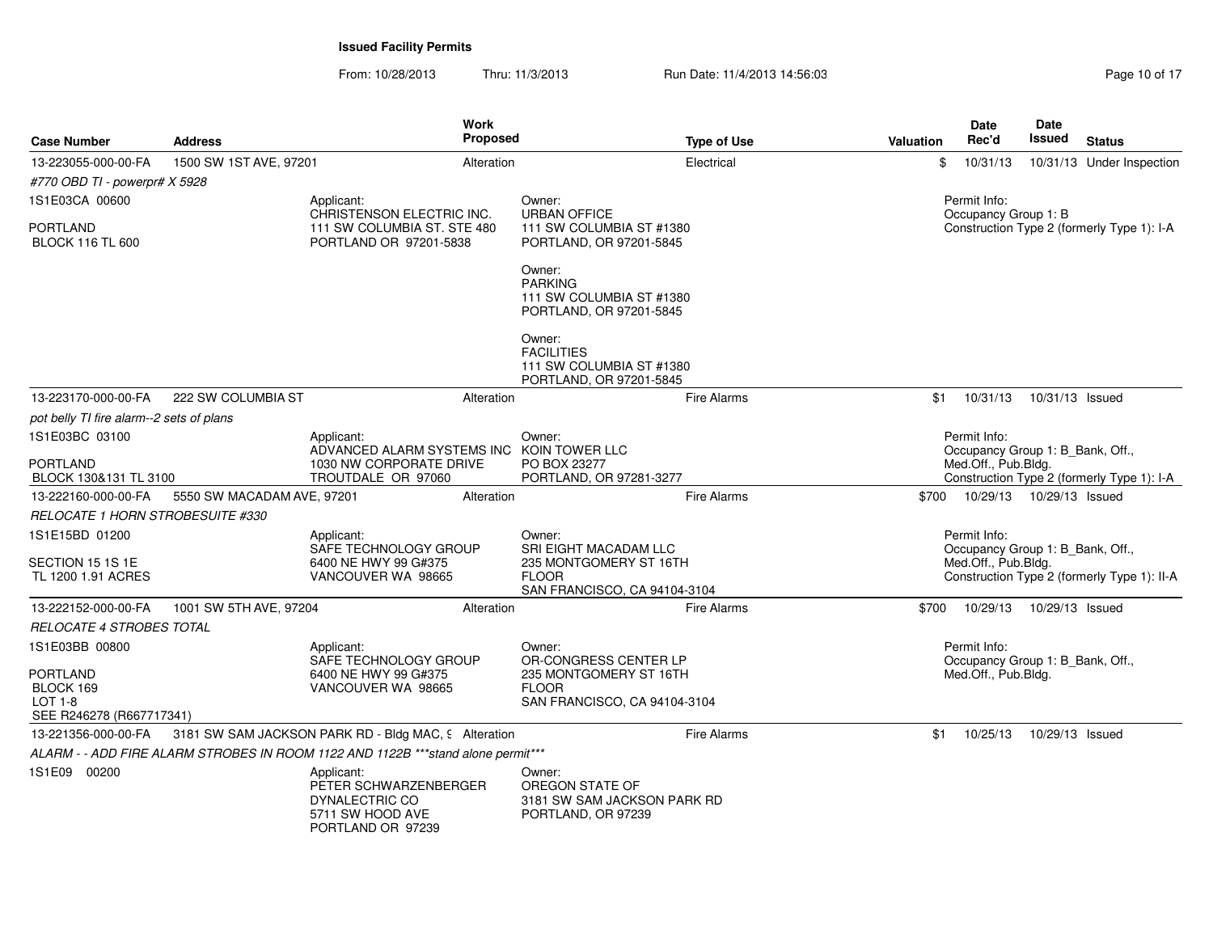# Issued Facility Permits

From: 10/28/2013 Thru: 11/3/2013 Run Date: 11/4/2013 14:56:03

| Case Number | Address | Work Proposed | Type of Use | Valuation | Date Rec'd | Date Issued | Status |
|---|---|---|---|---|---|---|---|
| 13-223055-000-00-FA | 1500 SW 1ST AVE, 97201 | Alteration | Electrical | $ | 10/31/13 | 10/31/13 | Under Inspection |

*#770 OBD TI - powerpr# X 5928*

1S1E03CA 00600

PORTLAND
BLOCK 116 TL 600

Applicant:
CHRISTENSON ELECTRIC INC.
111 SW COLUMBIA ST. STE 480
PORTLAND OR 97201-5838

Owner:
URBAN OFFICE
111 SW COLUMBIA ST #1380
PORTLAND, OR 97201-5845

Owner:
PARKING
111 SW COLUMBIA ST #1380
PORTLAND, OR 97201-5845

Owner:
FACILITIES
111 SW COLUMBIA ST #1380
PORTLAND, OR 97201-5845

Permit Info:
Occupancy Group 1: B
Construction Type 2 (formerly Type 1): I-A

---

| Case Number | Address | Work Proposed | Type of Use | Valuation | Date Rec'd | Date Issued | Status |
|---|---|---|---|---|---|---|---|
| 13-223170-000-00-FA | 222 SW COLUMBIA ST | Alteration | Fire Alarms | $1 | 10/31/13 | 10/31/13 | Issued |

*pot belly TI fire alarm--2 sets of plans*

1S1E03BC 03100

PORTLAND
BLOCK 130&131 TL 3100

Applicant:
ADVANCED ALARM SYSTEMS INC
1030 NW CORPORATE DRIVE
TROUTDALE OR 97060

Owner:
KOIN TOWER LLC
PO BOX 23277
PORTLAND, OR 97281-3277

Permit Info:
Occupancy Group 1: B_Bank, Off., Med.Off., Pub.Bldg.
Construction Type 2 (formerly Type 1): I-A

---

| Case Number | Address | Work Proposed | Type of Use | Valuation | Date Rec'd | Date Issued | Status |
|---|---|---|---|---|---|---|---|
| 13-222160-000-00-FA | 5550 SW MACADAM AVE, 97201 | Alteration | Fire Alarms | $700 | 10/29/13 | 10/29/13 | Issued |

*RELOCATE 1 HORN STROBESUITE #330*

1S1E15BD 01200

SECTION 15 1S 1E
TL 1200 1.91 ACRES

Applicant:
SAFE TECHNOLOGY GROUP
6400 NE HWY 99 G#375
VANCOUVER WA 98665

Owner:
SRI EIGHT MACADAM LLC
235 MONTGOMERY ST 16TH FLOOR
SAN FRANCISCO, CA 94104-3104

Permit Info:
Occupancy Group 1: B_Bank, Off., Med.Off., Pub.Bldg.
Construction Type 2 (formerly Type 1): II-A

---

| Case Number | Address | Work Proposed | Type of Use | Valuation | Date Rec'd | Date Issued | Status |
|---|---|---|---|---|---|---|---|
| 13-222152-000-00-FA | 1001 SW 5TH AVE, 97204 | Alteration | Fire Alarms | $700 | 10/29/13 | 10/29/13 | Issued |

*RELOCATE 4 STROBES TOTAL*

1S1E03BB 00800

PORTLAND
BLOCK 169
LOT 1-8
SEE R246278 (R667717341)

Applicant:
SAFE TECHNOLOGY GROUP
6400 NE HWY 99 G#375
VANCOUVER WA 98665

Owner:
OR-CONGRESS CENTER LP
235 MONTGOMERY ST 16TH FLOOR
SAN FRANCISCO, CA 94104-3104

Permit Info:
Occupancy Group 1: B_Bank, Off., Med.Off., Pub.Bldg.

---

| Case Number | Address | Work Proposed | Type of Use | Valuation | Date Rec'd | Date Issued | Status |
|---|---|---|---|---|---|---|---|
| 13-221356-000-00-FA | 3181 SW SAM JACKSON PARK RD - Bldg MAC, 9 | Alteration | Fire Alarms | $1 | 10/25/13 | 10/29/13 | Issued |

*ALARM - - ADD FIRE ALARM STROBES IN ROOM 1122 AND 1122B ***stand alone permit****

1S1E09 00200

Applicant:
PETER SCHWARZENBERGER
DYNALECTRIC CO
5711 SW HOOD AVE
PORTLAND OR 97239

Owner:
OREGON STATE OF
3181 SW SAM JACKSON PARK RD
PORTLAND, OR 97239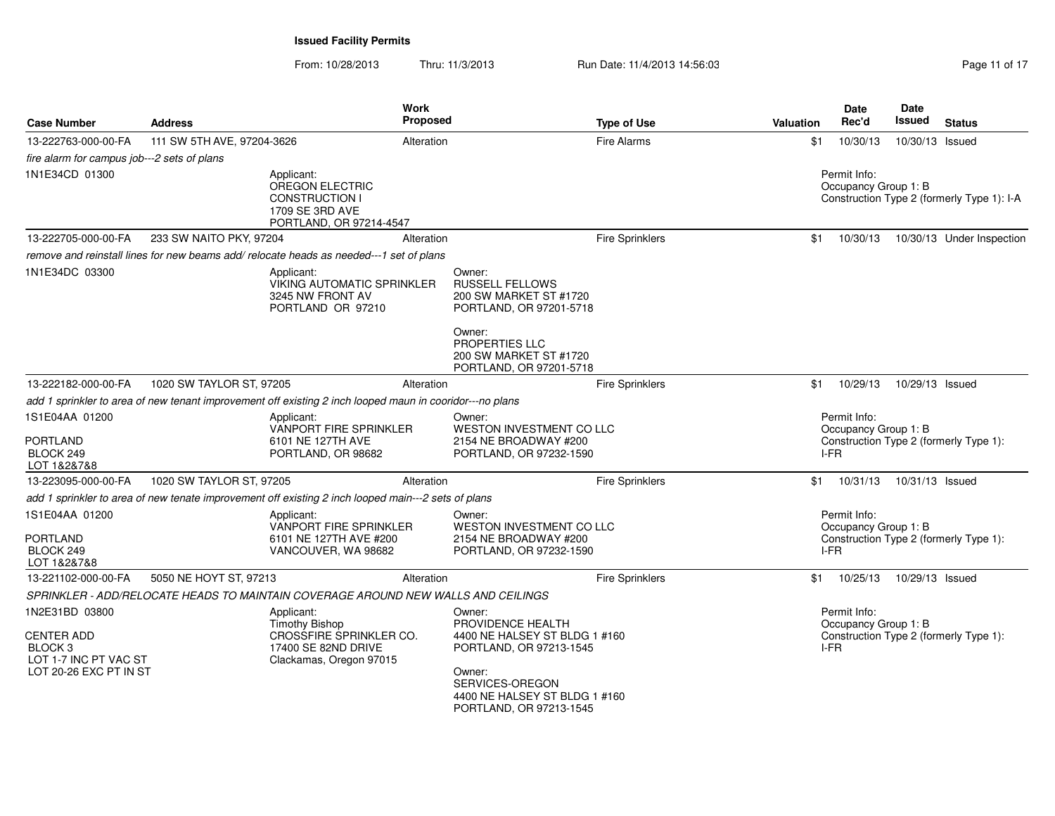**Issued Facility Permits**

From: 10/28/2013 Thru: 11/3/2013 Run Date: 11/4/2013 14:56:03

| Case Number | Address | Work Proposed | Type of Use | Valuation | Date Rec'd | Date Issued | Status |
|---|---|---|---|---|---|---|---|
| 13-222763-000-00-FA | 111 SW 5TH AVE, 97204-3626 | Alteration | Fire Alarms | $1 | 10/30/13 | 10/30/13 | Issued |

*fire alarm for campus job---2 sets of plans*

1N1E34CD 01300

Applicant:
OREGON ELECTRIC
CONSTRUCTION I
1709 SE 3RD AVE
PORTLAND, OR 97214-4547

Permit Info:
Occupancy Group 1: B
Construction Type 2 (formerly Type 1): I-A

| Case Number | Address | Work Proposed | Type of Use | Valuation | Date Rec'd | Date Issued | Status |
|---|---|---|---|---|---|---|---|
| 13-222705-000-00-FA | 233 SW NAITO PKY, 97204 | Alteration | Fire Sprinklers | $1 | 10/30/13 | 10/30/13 | Under Inspection |

*remove and reinstall lines for new beams add/ relocate heads as needed---1 set of plans*

1N1E34DC 03300

Applicant:
VIKING AUTOMATIC SPRINKLER
3245 NW FRONT AV
PORTLAND OR 97210

Owner:
RUSSELL FELLOWS
200 SW MARKET ST #1720
PORTLAND, OR 97201-5718

Owner:
PROPERTIES LLC
200 SW MARKET ST #1720
PORTLAND, OR 97201-5718

| Case Number | Address | Work Proposed | Type of Use | Valuation | Date Rec'd | Date Issued | Status |
|---|---|---|---|---|---|---|---|
| 13-222182-000-00-FA | 1020 SW TAYLOR ST, 97205 | Alteration | Fire Sprinklers | $1 | 10/29/13 | 10/29/13 | Issued |

*add 1 sprinkler to area of new tenant improvement off existing 2 inch looped maun in cooridor---no plans*

1S1E04AA 01200

PORTLAND
BLOCK 249
LOT 1&2&7&8

Applicant:
VANPORT FIRE SPRINKLER
6101 NE 127TH AVE
PORTLAND, OR 98682

Owner:
WESTON INVESTMENT CO LLC
2154 NE BROADWAY #200
PORTLAND, OR 97232-1590

Permit Info:
Occupancy Group 1: B
Construction Type 2 (formerly Type 1): I-FR

| Case Number | Address | Work Proposed | Type of Use | Valuation | Date Rec'd | Date Issued | Status |
|---|---|---|---|---|---|---|---|
| 13-223095-000-00-FA | 1020 SW TAYLOR ST, 97205 | Alteration | Fire Sprinklers | $1 | 10/31/13 | 10/31/13 | Issued |

*add 1 sprinkler to area of new tenate improvement off existing 2 inch looped main---2 sets of plans*

1S1E04AA 01200

PORTLAND
BLOCK 249
LOT 1&2&7&8

Applicant:
VANPORT FIRE SPRINKLER
6101 NE 127TH AVE #200
VANCOUVER, WA 98682

Owner:
WESTON INVESTMENT CO LLC
2154 NE BROADWAY #200
PORTLAND, OR 97232-1590

Permit Info:
Occupancy Group 1: B
Construction Type 2 (formerly Type 1): I-FR

| Case Number | Address | Work Proposed | Type of Use | Valuation | Date Rec'd | Date Issued | Status |
|---|---|---|---|---|---|---|---|
| 13-221102-000-00-FA | 5050 NE HOYT ST, 97213 | Alteration | Fire Sprinklers | $1 | 10/25/13 | 10/29/13 | Issued |

*SPRINKLER - ADD/RELOCATE HEADS TO MAINTAIN COVERAGE AROUND NEW WALLS AND CEILINGS*

1N2E31BD 03800

CENTER ADD
BLOCK 3
LOT 1-7 INC PT VAC ST
LOT 20-26 EXC PT IN ST

Applicant:
Timothy Bishop
CROSSFIRE SPRINKLER CO.
17400 SE 82ND DRIVE
Clackamas, Oregon 97015

Owner:
PROVIDENCE HEALTH
4400 NE HALSEY ST BLDG 1 #160
PORTLAND, OR 97213-1545

Owner:
SERVICES-OREGON
4400 NE HALSEY ST BLDG 1 #160
PORTLAND, OR 97213-1545

Permit Info:
Occupancy Group 1: B
Construction Type 2 (formerly Type 1): I-FR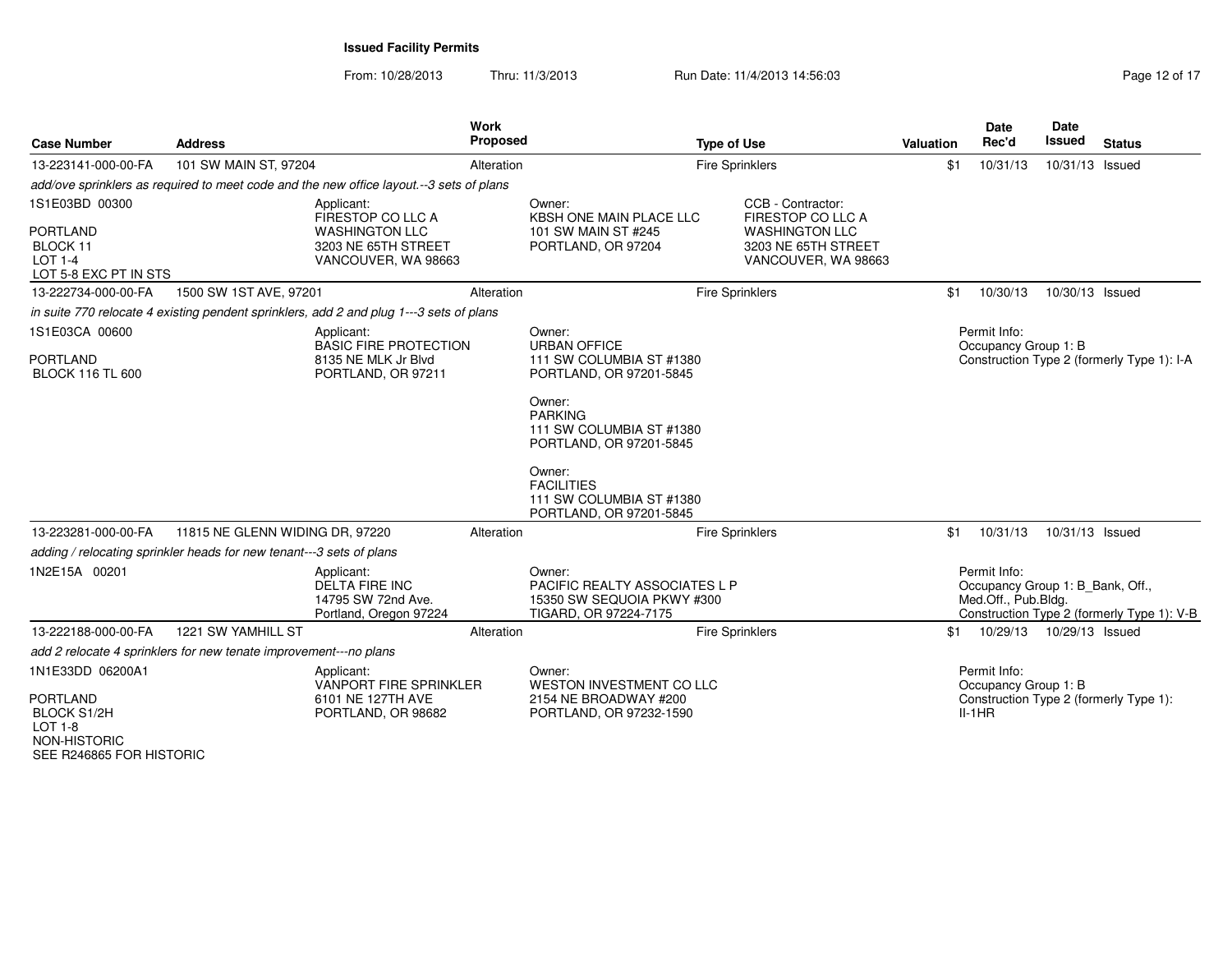**Issued Facility Permits**

From: 10/28/2013 Thru: 11/3/2013 Run Date: 11/4/2013 14:56:03

| Case Number | Address | Work Proposed | Type of Use | Valuation | Date Rec'd | Date Issued | Status |
|---|---|---|---|---|---|---|---|
| 13-223141-000-00-FA | 101 SW MAIN ST, 97204 | Alteration | Fire Sprinklers | $1 | 10/31/13 | 10/31/13 | Issued |

*add/ove sprinklers as required to meet code and the new office layout.--3 sets of plans*

1S1E03BD 00300
PORTLAND
BLOCK 11
LOT 1-4
LOT 5-8 EXC PT IN STS

Applicant:
FIRESTOP CO LLC A
WASHINGTON LLC
3203 NE 65TH STREET
VANCOUVER, WA 98663

Owner:
KBSH ONE MAIN PLACE LLC
101 SW MAIN ST #245
PORTLAND, OR 97204

CCB - Contractor:
FIRESTOP CO LLC A
WASHINGTON LLC
3203 NE 65TH STREET
VANCOUVER, WA 98663

| Case Number | Address | Work Proposed | Type of Use | Valuation | Date Rec'd | Date Issued | Status |
|---|---|---|---|---|---|---|---|
| 13-222734-000-00-FA | 1500 SW 1ST AVE, 97201 | Alteration | Fire Sprinklers | $1 | 10/30/13 | 10/30/13 | Issued |

*in suite 770 relocate 4 existing pendent sprinklers, add 2 and plug 1---3 sets of plans*

1S1E03CA 00600
PORTLAND
BLOCK 116 TL 600

Applicant:
BASIC FIRE PROTECTION
8135 NE MLK Jr Blvd
PORTLAND, OR 97211

Owner:
URBAN OFFICE
111 SW COLUMBIA ST #1380
PORTLAND, OR 97201-5845

Owner:
PARKING
111 SW COLUMBIA ST #1380
PORTLAND, OR 97201-5845

Owner:
FACILITIES
111 SW COLUMBIA ST #1380
PORTLAND, OR 97201-5845

Permit Info:
Occupancy Group 1: B
Construction Type 2 (formerly Type 1): I-A

| Case Number | Address | Work Proposed | Type of Use | Valuation | Date Rec'd | Date Issued | Status |
|---|---|---|---|---|---|---|---|
| 13-223281-000-00-FA | 11815 NE GLENN WIDING DR, 97220 | Alteration | Fire Sprinklers | $1 | 10/31/13 | 10/31/13 | Issued |

*adding / relocating sprinkler heads for new tenant---3 sets of plans*

1N2E15A 00201

Applicant:
DELTA FIRE INC
14795 SW 72nd Ave.
Portland, Oregon 97224

Owner:
PACIFIC REALTY ASSOCIATES L P
15350 SW SEQUOIA PKWY #300
TIGARD, OR 97224-7175

Permit Info:
Occupancy Group 1: B_Bank, Off., Med.Off., Pub.Bldg.
Construction Type 2 (formerly Type 1): V-B

| Case Number | Address | Work Proposed | Type of Use | Valuation | Date Rec'd | Date Issued | Status |
|---|---|---|---|---|---|---|---|
| 13-222188-000-00-FA | 1221 SW YAMHILL ST | Alteration | Fire Sprinklers | $1 | 10/29/13 | 10/29/13 | Issued |

*add 2 relocate 4 sprinklers for new tenate improvement---no plans*

1N1E33DD 06200A1
PORTLAND
BLOCK S1/2H
LOT 1-8
NON-HISTORIC
SEE R246865 FOR HISTORIC

Applicant:
VANPORT FIRE SPRINKLER
6101 NE 127TH AVE
PORTLAND, OR 98682

Owner:
WESTON INVESTMENT CO LLC
2154 NE BROADWAY #200
PORTLAND, OR 97232-1590

Permit Info:
Occupancy Group 1: B
Construction Type 2 (formerly Type 1): II-1HR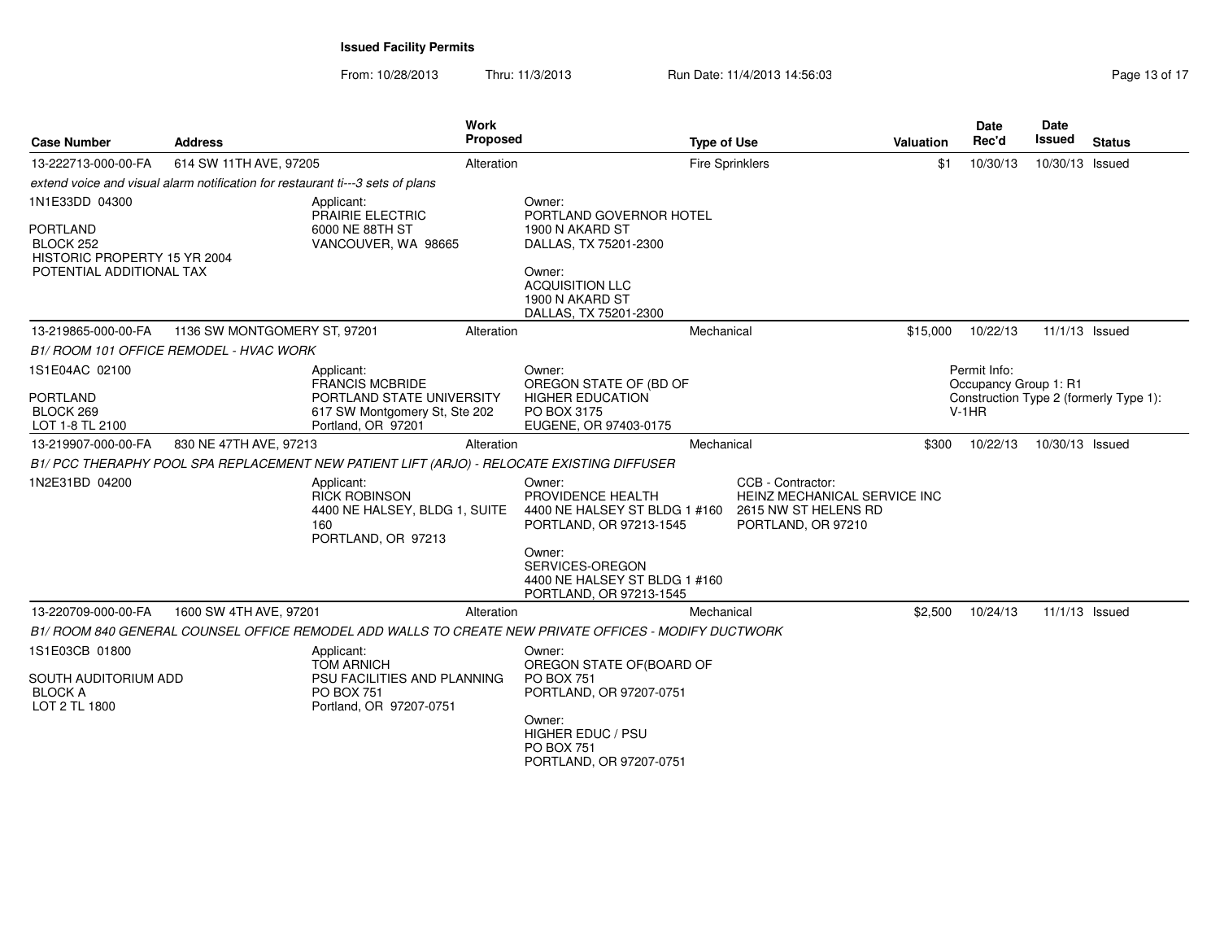**Issued Facility Permits**

From: 10/28/2013 Thru: 11/3/2013 Run Date: 11/4/2013 14:56:03

| Case Number | Address | Work Proposed | Type of Use | Valuation | Date Rec'd | Date Issued | Status |
|---|---|---|---|---|---|---|---|
| 13-222713-000-00-FA | 614 SW 11TH AVE, 97205 | Alteration | Fire Sprinklers | $1 | 10/30/13 | 10/30/13 | Issued |
| 13-219865-000-00-FA | 1136 SW MONTGOMERY ST, 97201 | Alteration | Mechanical | $15,000 | 10/22/13 | 11/1/13 | Issued |
| 13-219907-000-00-FA | 830 NE 47TH AVE, 97213 | Alteration | Mechanical | $300 | 10/22/13 | 10/30/13 | Issued |
| 13-220709-000-00-FA | 1600 SW 4TH AVE, 97201 | Alteration | Mechanical | $2,500 | 10/24/13 | 11/1/13 | Issued |

**13-222713-000-00-FA** — 614 SW 11TH AVE, 97205

*extend voice and visual alarm notification for restaurant ti---3 sets of plans*

1N1E33DD 04300

PORTLAND
BLOCK 252
HISTORIC PROPERTY 15 YR 2004
POTENTIAL ADDITIONAL TAX

Applicant:
PRAIRIE ELECTRIC
6000 NE 88TH ST
VANCOUVER, WA 98665

Owner:
PORTLAND GOVERNOR HOTEL
1900 N AKARD ST
DALLAS, TX 75201-2300

Owner:
ACQUISITION LLC
1900 N AKARD ST
DALLAS, TX 75201-2300

**13-219865-000-00-FA** — 1136 SW MONTGOMERY ST, 97201

*B1/ ROOM 101 OFFICE REMODEL - HVAC WORK*

1S1E04AC 02100

PORTLAND
BLOCK 269
LOT 1-8 TL 2100

Applicant:
FRANCIS MCBRIDE
PORTLAND STATE UNIVERSITY
617 SW Montgomery St, Ste 202
Portland, OR 97201

Owner:
OREGON STATE OF (BD OF
HIGHER EDUCATION
PO BOX 3175
EUGENE, OR 97403-0175

Permit Info:
Occupancy Group 1: R1
Construction Type 2 (formerly Type 1): V-1HR

**13-219907-000-00-FA** — 830 NE 47TH AVE, 97213

*B1/ PCC THERAPHY POOL SPA REPLACEMENT NEW PATIENT LIFT (ARJO) - RELOCATE EXISTING DIFFUSER*

1N2E31BD 04200

Applicant:
RICK ROBINSON
4400 NE HALSEY, BLDG 1, SUITE 160
PORTLAND, OR 97213

Owner:
PROVIDENCE HEALTH
4400 NE HALSEY ST BLDG 1 #160
PORTLAND, OR 97213-1545

Owner:
SERVICES-OREGON
4400 NE HALSEY ST BLDG 1 #160
PORTLAND, OR 97213-1545

CCB - Contractor:
HEINZ MECHANICAL SERVICE INC
2615 NW ST HELENS RD
PORTLAND, OR 97210

**13-220709-000-00-FA** — 1600 SW 4TH AVE, 97201

*B1/ ROOM 840 GENERAL COUNSEL OFFICE REMODEL ADD WALLS TO CREATE NEW PRIVATE OFFICES - MODIFY DUCTWORK*

1S1E03CB 01800

SOUTH AUDITORIUM ADD
BLOCK A
LOT 2 TL 1800

Applicant:
TOM ARNICH
PSU FACILITIES AND PLANNING
PO BOX 751
Portland, OR 97207-0751

Owner:
OREGON STATE OF(BOARD OF
PO BOX 751
PORTLAND, OR 97207-0751

Owner:
HIGHER EDUC / PSU
PO BOX 751
PORTLAND, OR 97207-0751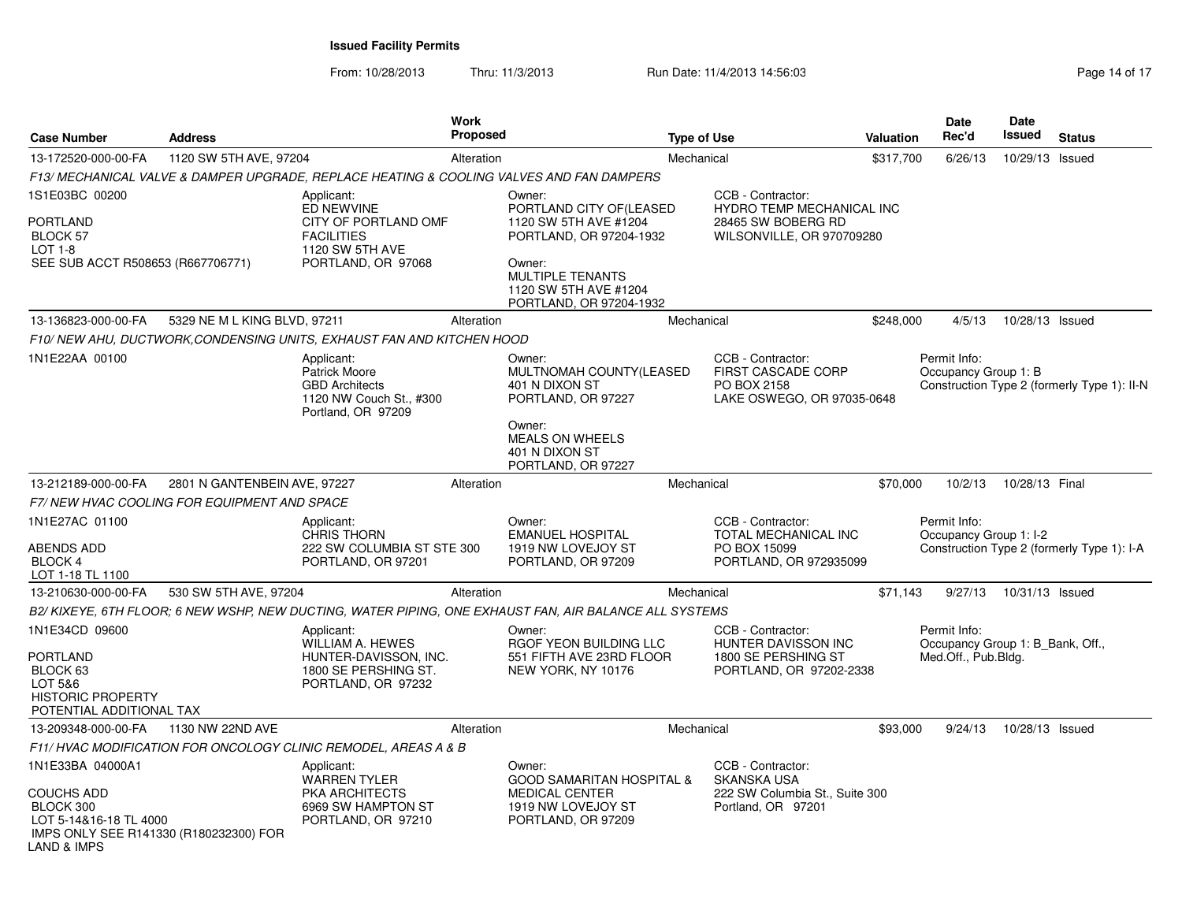## Issued Facility Permits

From: 10/28/2013 Thru: 11/3/2013 Run Date: 11/4/2013 14:56:03

| Case Number | Address | Work Proposed | Type of Use | Valuation | Date Rec'd | Date Issued | Status |
|---|---|---|---|---|---|---|---|
| 13-172520-000-00-FA | 1120 SW 5TH AVE, 97204 | Alteration | Mechanical | $317,700 | 6/26/13 | 10/29/13 | Issued |

*F13/ MECHANICAL VALVE & DAMPER UPGRADE, REPLACE HEATING & COOLING VALVES AND FAN DAMPERS*

1S1E03BC 00200

PORTLAND
BLOCK 57
LOT 1-8
SEE SUB ACCT R508653 (R667706771)

Applicant:
ED NEWVINE
CITY OF PORTLAND OMF FACILITIES
1120 SW 5TH AVE
PORTLAND, OR 97068

Owner:
PORTLAND CITY OF(LEASED
1120 SW 5TH AVE #1204
PORTLAND, OR 97204-1932

Owner:
MULTIPLE TENANTS
1120 SW 5TH AVE #1204
PORTLAND, OR 97204-1932

CCB - Contractor:
HYDRO TEMP MECHANICAL INC
28465 SW BOBERG RD
WILSONVILLE, OR 970709280

---

| Case Number | Address | Work Proposed | Type of Use | Valuation | Date Rec'd | Date Issued | Status |
|---|---|---|---|---|---|---|---|
| 13-136823-000-00-FA | 5329 NE M L KING BLVD, 97211 | Alteration | Mechanical | $248,000 | 4/5/13 | 10/28/13 | Issued |

*F10/ NEW AHU, DUCTWORK,CONDENSING UNITS, EXHAUST FAN AND KITCHEN HOOD*

1N1E22AA 00100

Applicant:
Patrick Moore
GBD Architects
1120 NW Couch St., #300
Portland, OR 97209

Owner:
MULTNOMAH COUNTY(LEASED
401 N DIXON ST
PORTLAND, OR 97227

Owner:
MEALS ON WHEELS
401 N DIXON ST
PORTLAND, OR 97227

CCB - Contractor:
FIRST CASCADE CORP
PO BOX 2158
LAKE OSWEGO, OR 97035-0648

Permit Info:
Occupancy Group 1: B
Construction Type 2 (formerly Type 1): II-N

---

| Case Number | Address | Work Proposed | Type of Use | Valuation | Date Rec'd | Date Issued | Status |
|---|---|---|---|---|---|---|---|
| 13-212189-000-00-FA | 2801 N GANTENBEIN AVE, 97227 | Alteration | Mechanical | $70,000 | 10/2/13 | 10/28/13 | Final |

*F7/ NEW HVAC COOLING FOR EQUIPMENT AND SPACE*

1N1E27AC 01100

ABENDS ADD
BLOCK 4
LOT 1-18 TL 1100

Applicant:
CHRIS THORN
222 SW COLUMBIA ST STE 300
PORTLAND, OR 97201

Owner:
EMANUEL HOSPITAL
1919 NW LOVEJOY ST
PORTLAND, OR 97209

CCB - Contractor:
TOTAL MECHANICAL INC
PO BOX 15099
PORTLAND, OR 972935099

Permit Info:
Occupancy Group 1: I-2
Construction Type 2 (formerly Type 1): I-A

---

| Case Number | Address | Work Proposed | Type of Use | Valuation | Date Rec'd | Date Issued | Status |
|---|---|---|---|---|---|---|---|
| 13-210630-000-00-FA | 530 SW 5TH AVE, 97204 | Alteration | Mechanical | $71,143 | 9/27/13 | 10/31/13 | Issued |

*B2/ KIXEYE, 6TH FLOOR; 6 NEW WSHP, NEW DUCTING, WATER PIPING, ONE EXHAUST FAN, AIR BALANCE ALL SYSTEMS*

1N1E34CD 09600

PORTLAND
BLOCK 63
LOT 5&6
HISTORIC PROPERTY
POTENTIAL ADDITIONAL TAX

Applicant:
WILLIAM A. HEWES
HUNTER-DAVISSON, INC.
1800 SE PERSHING ST.
PORTLAND, OR 97232

Owner:
RGOF YEON BUILDING LLC
551 FIFTH AVE 23RD FLOOR
NEW YORK, NY 10176

CCB - Contractor:
HUNTER DAVISSON INC
1800 SE PERSHING ST
PORTLAND, OR 97202-2338

Permit Info:
Occupancy Group 1: B_Bank, Off., Med.Off., Pub.Bldg.

---

| Case Number | Address | Work Proposed | Type of Use | Valuation | Date Rec'd | Date Issued | Status |
|---|---|---|---|---|---|---|---|
| 13-209348-000-00-FA | 1130 NW 22ND AVE | Alteration | Mechanical | $93,000 | 9/24/13 | 10/28/13 | Issued |

*F11/ HVAC MODIFICATION FOR ONCOLOGY CLINIC REMODEL, AREAS A & B*

1N1E33BA 04000A1

COUCHS ADD
BLOCK 300
LOT 5-14&16-18 TL 4000
IMPS ONLY SEE R141330 (R180232300) FOR LAND & IMPS

Applicant:
WARREN TYLER
PKA ARCHITECTS
6969 SW HAMPTON ST
PORTLAND, OR 97210

Owner:
GOOD SAMARITAN HOSPITAL & MEDICAL CENTER
1919 NW LOVEJOY ST
PORTLAND, OR 97209

CCB - Contractor:
SKANSKA USA
222 SW Columbia St., Suite 300
Portland, OR 97201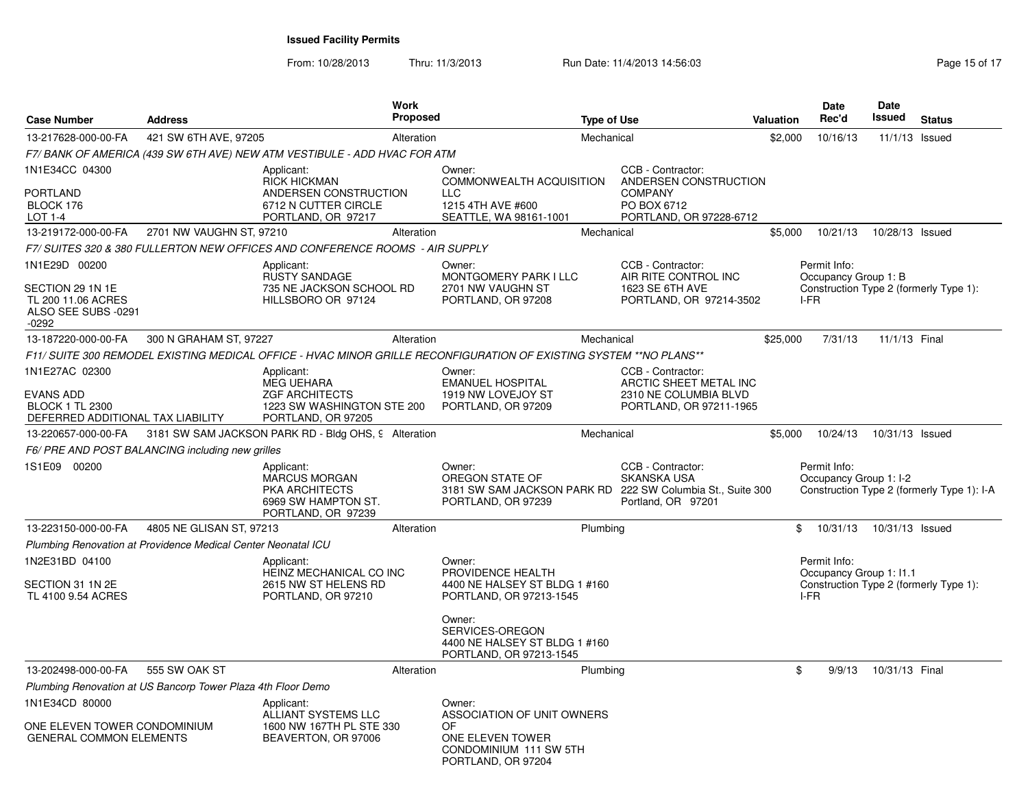**Issued Facility Permits**

From: 10/28/2013 Thru: 11/3/2013 Run Date: 11/4/2013 14:56:03

| Case Number | Address | Work Proposed | Type of Use | Valuation | Date Rec'd | Date Issued | Status |
|---|---|---|---|---|---|---|---|
| 13-217628-000-00-FA | 421 SW 6TH AVE, 97205 | Alteration | Mechanical | $2,000 | 10/16/13 | 11/1/13 | Issued |
| *F7/ BANK OF AMERICA (439 SW 6TH AVE) NEW ATM VESTIBULE - ADD HVAC FOR ATM* | | | | | | | |
| 1N1E34CC 04300<br>PORTLAND<br>BLOCK 176<br>LOT 1-4 | Applicant:<br>RICK HICKMAN<br>ANDERSEN CONSTRUCTION<br>6712 N CUTTER CIRCLE<br>PORTLAND, OR 97217 | Owner:<br>COMMONWEALTH ACQUISITION LLC<br>1215 4TH AVE #600<br>SEATTLE, WA 98161-1001 | CCB - Contractor:<br>ANDERSEN CONSTRUCTION COMPANY<br>PO BOX 6712<br>PORTLAND, OR 97228-6712 | | | | |
| 13-219172-000-00-FA | 2701 NW VAUGHN ST, 97210 | Alteration | Mechanical | $5,000 | 10/21/13 | 10/28/13 | Issued |
| *F7/ SUITES 320 & 380 FULLERTON NEW OFFICES AND CONFERENCE ROOMS - AIR SUPPLY* | | | | | | | |
| 1N1E29D 00200<br>SECTION 29 1N 1E<br>TL 200 11.06 ACRES<br>ALSO SEE SUBS -0291 -0292 | Applicant:<br>RUSTY SANDAGE<br>735 NE JACKSON SCHOOL RD<br>HILLSBORO OR 97124 | Owner:<br>MONTGOMERY PARK I LLC<br>2701 NW VAUGHN ST<br>PORTLAND, OR 97208 | CCB - Contractor:<br>AIR RITE CONTROL INC<br>1623 SE 6TH AVE<br>PORTLAND, OR 97214-3502 | Permit Info:<br>Occupancy Group 1: B<br>Construction Type 2 (formerly Type 1): I-FR | | | |
| 13-187220-000-00-FA | 300 N GRAHAM ST, 97227 | Alteration | Mechanical | $25,000 | 7/31/13 | 11/1/13 | Final |
| *F11/ SUITE 300 REMODEL EXISTING MEDICAL OFFICE - HVAC MINOR GRILLE RECONFIGURATION OF EXISTING SYSTEM **NO PLANS*** | | | | | | | |
| 1N1E27AC 02300<br>EVANS ADD<br>BLOCK 1 TL 2300<br>DEFERRED ADDITIONAL TAX LIABILITY | Applicant:<br>MEG UEHARA<br>ZGF ARCHITECTS<br>1223 SW WASHINGTON STE 200<br>PORTLAND, OR 97205 | Owner:<br>EMANUEL HOSPITAL<br>1919 NW LOVEJOY ST<br>PORTLAND, OR 97209 | CCB - Contractor:<br>ARCTIC SHEET METAL INC<br>2310 NE COLUMBIA BLVD<br>PORTLAND, OR 97211-1965 | | | | |
| 13-220657-000-00-FA | 3181 SW SAM JACKSON PARK RD - Bldg OHS, 9 | Alteration | Mechanical | $5,000 | 10/24/13 | 10/31/13 | Issued |
| *F6/ PRE AND POST BALANCING including new grilles* | | | | | | | |
| 1S1E09 00200 | Applicant:<br>MARCUS MORGAN<br>PKA ARCHITECTS<br>6969 SW HAMPTON ST.<br>PORTLAND, OR 97239 | Owner:<br>OREGON STATE OF<br>3181 SW SAM JACKSON PARK RD<br>PORTLAND, OR 97239 | CCB - Contractor:<br>SKANSKA USA<br>222 SW Columbia St., Suite 300<br>Portland, OR 97201 | Permit Info:<br>Occupancy Group 1: I-2<br>Construction Type 2 (formerly Type 1): I-A | | | |
| 13-223150-000-00-FA | 4805 NE GLISAN ST, 97213 | Alteration | Plumbing | $ | 10/31/13 | 10/31/13 | Issued |
| *Plumbing Renovation at Providence Medical Center Neonatal ICU* | | | | | | | |
| 1N2E31BD 04100<br>SECTION 31 1N 2E<br>TL 4100 9.54 ACRES | Applicant:<br>HEINZ MECHANICAL CO INC<br>2615 NW ST HELENS RD<br>PORTLAND, OR 97210 | Owner:<br>PROVIDENCE HEALTH<br>4400 NE HALSEY ST BLDG 1 #160<br>PORTLAND, OR 97213-1545<br><br>Owner:<br>SERVICES-OREGON<br>4400 NE HALSEY ST BLDG 1 #160<br>PORTLAND, OR 97213-1545 | | Permit Info:<br>Occupancy Group 1: I1.1<br>Construction Type 2 (formerly Type 1): I-FR | | | |
| 13-202498-000-00-FA | 555 SW OAK ST | Alteration | Plumbing | $ | 9/9/13 | 10/31/13 | Final |
| *Plumbing Renovation at US Bancorp Tower Plaza 4th Floor Demo* | | | | | | | |
| 1N1E34CD 80000<br>ONE ELEVEN TOWER CONDOMINIUM<br>GENERAL COMMON ELEMENTS | Applicant:<br>ALLIANT SYSTEMS LLC<br>1600 NW 167TH PL STE 330<br>BEAVERTON, OR 97006 | Owner:<br>ASSOCIATION OF UNIT OWNERS OF<br>ONE ELEVEN TOWER CONDOMINIUM 111 SW 5TH<br>PORTLAND, OR 97204 | | | | | |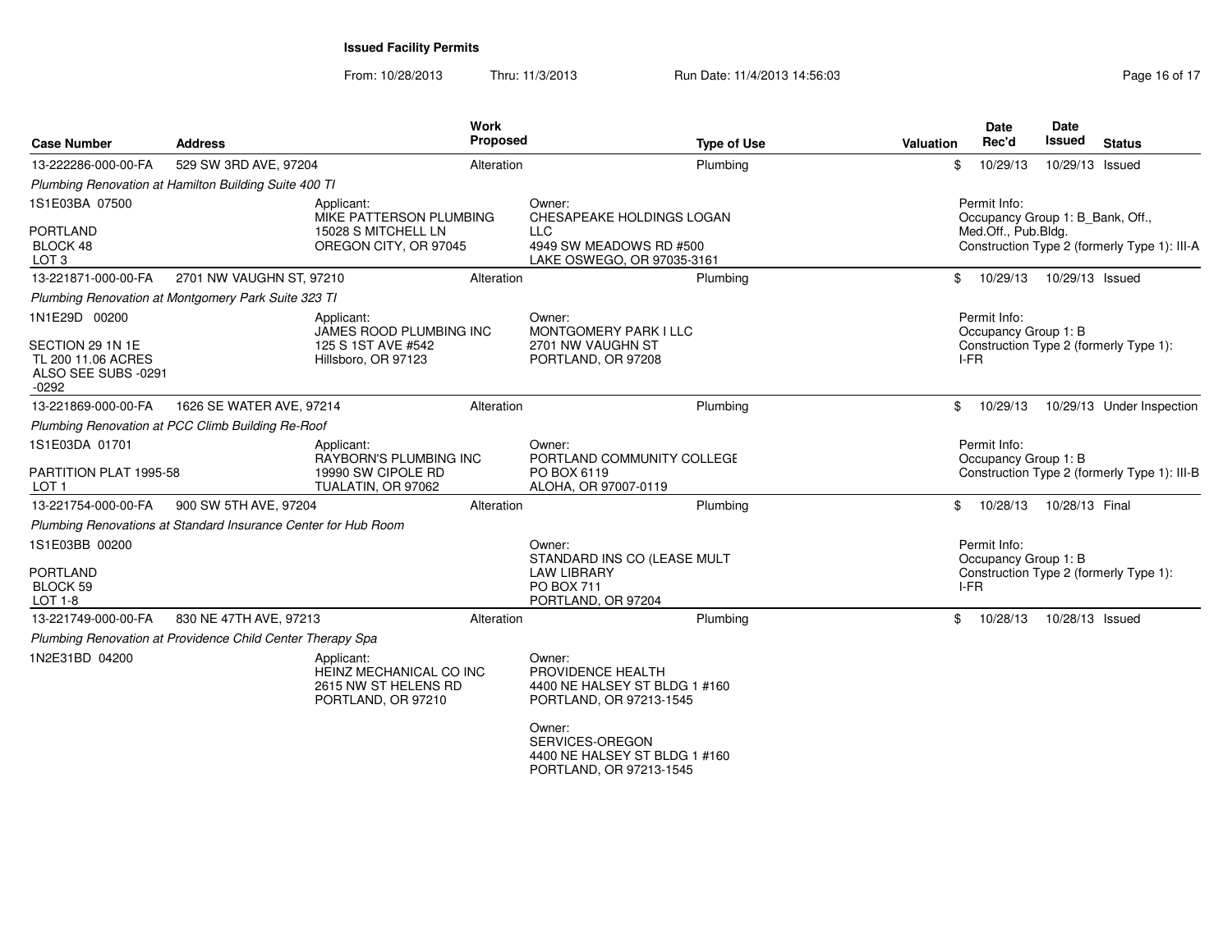# Issued Facility Permits

From: 10/28/2013 Thru: 11/3/2013 Run Date: 11/4/2013 14:56:03

| Case Number | Address | Work Proposed | Type of Use | Valuation | Date Rec'd | Date Issued | Status |
|---|---|---|---|---|---|---|---|
| 13-222286-000-00-FA | 529 SW 3RD AVE, 97204 | Alteration | Plumbing | $ | 10/29/13 | 10/29/13 | Issued |

*Plumbing Renovation at Hamilton Building Suite 400 TI*

1S1E03BA 07500
PORTLAND
BLOCK 48
LOT 3

Applicant:
MIKE PATTERSON PLUMBING
15028 S MITCHELL LN
OREGON CITY, OR 97045

Owner:
CHESAPEAKE HOLDINGS LOGAN LLC
4949 SW MEADOWS RD #500
LAKE OSWEGO, OR 97035-3161

Permit Info:
Occupancy Group 1: B_Bank, Off., Med.Off., Pub.Bldg.
Construction Type 2 (formerly Type 1): III-A

| Case Number | Address | Work Proposed | Type of Use | Valuation | Date Rec'd | Date Issued | Status |
|---|---|---|---|---|---|---|---|
| 13-221871-000-00-FA | 2701 NW VAUGHN ST, 97210 | Alteration | Plumbing | $ | 10/29/13 | 10/29/13 | Issued |

*Plumbing Renovation at Montgomery Park Suite 323 TI*

1N1E29D 00200
SECTION 29 1N 1E
TL 200 11.06 ACRES
ALSO SEE SUBS -0291 -0292

Applicant:
JAMES ROOD PLUMBING INC
125 S 1ST AVE #542
Hillsboro, OR 97123

Owner:
MONTGOMERY PARK I LLC
2701 NW VAUGHN ST
PORTLAND, OR 97208

Permit Info:
Occupancy Group 1: B
Construction Type 2 (formerly Type 1): I-FR

| Case Number | Address | Work Proposed | Type of Use | Valuation | Date Rec'd | Date Issued | Status |
|---|---|---|---|---|---|---|---|
| 13-221869-000-00-FA | 1626 SE WATER AVE, 97214 | Alteration | Plumbing | $ | 10/29/13 | 10/29/13 | Under Inspection |

*Plumbing Renovation at PCC Climb Building Re-Roof*

1S1E03DA 01701
PARTITION PLAT 1995-58
LOT 1

Applicant:
RAYBORN'S PLUMBING INC
19990 SW CIPOLE RD
TUALATIN, OR 97062

Owner:
PORTLAND COMMUNITY COLLEGE
PO BOX 6119
ALOHA, OR 97007-0119

Permit Info:
Occupancy Group 1: B
Construction Type 2 (formerly Type 1): III-B

| Case Number | Address | Work Proposed | Type of Use | Valuation | Date Rec'd | Date Issued | Status |
|---|---|---|---|---|---|---|---|
| 13-221754-000-00-FA | 900 SW 5TH AVE, 97204 | Alteration | Plumbing | $ | 10/28/13 | 10/28/13 | Final |

*Plumbing Renovations at Standard Insurance Center for Hub Room*

1S1E03BB 00200
PORTLAND
BLOCK 59
LOT 1-8

Owner:
STANDARD INS CO (LEASE MULT
LAW LIBRARY
PO BOX 711
PORTLAND, OR 97204

Permit Info:
Occupancy Group 1: B
Construction Type 2 (formerly Type 1): I-FR

| Case Number | Address | Work Proposed | Type of Use | Valuation | Date Rec'd | Date Issued | Status |
|---|---|---|---|---|---|---|---|
| 13-221749-000-00-FA | 830 NE 47TH AVE, 97213 | Alteration | Plumbing | $ | 10/28/13 | 10/28/13 | Issued |

*Plumbing Renovation at Providence Child Center Therapy Spa*

1N2E31BD 04200

Applicant:
HEINZ MECHANICAL CO INC
2615 NW ST HELENS RD
PORTLAND, OR 97210

Owner:
PROVIDENCE HEALTH
4400 NE HALSEY ST BLDG 1 #160
PORTLAND, OR 97213-1545

Owner:
SERVICES-OREGON
4400 NE HALSEY ST BLDG 1 #160
PORTLAND, OR 97213-1545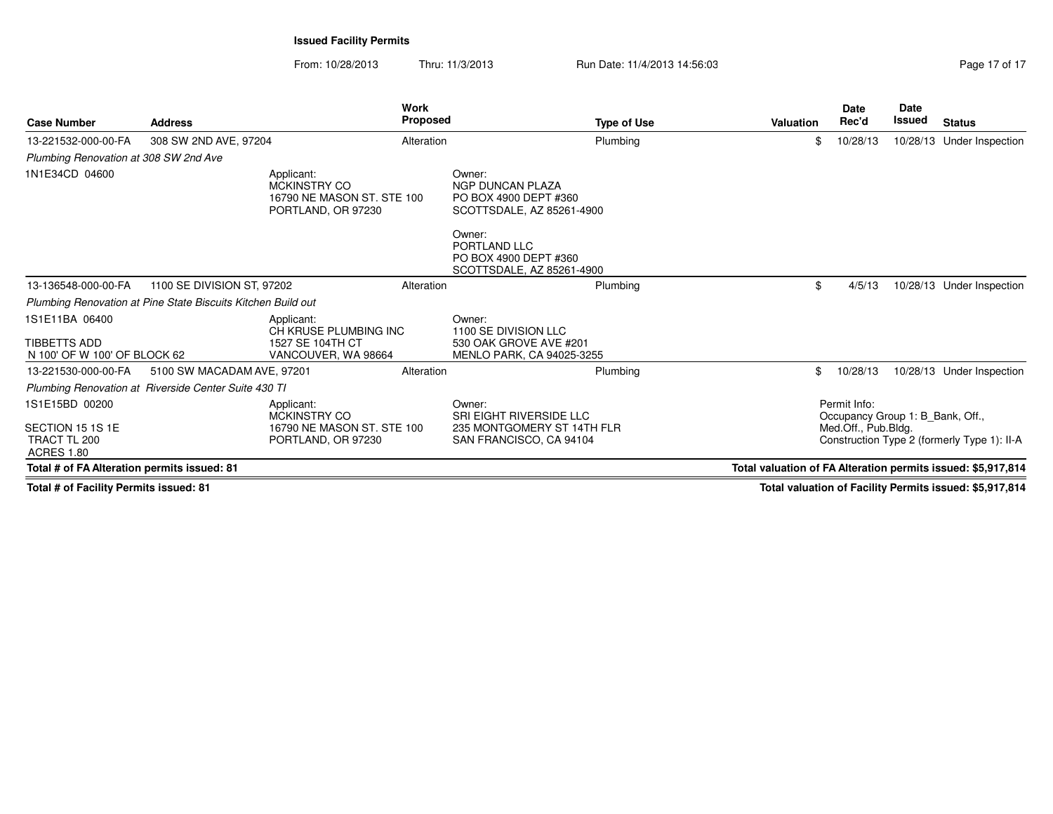**Issued Facility Permits**

From: 10/28/2013 Thru: 11/3/2013 Run Date: 11/4/2013 14:56:03

| Case Number | Address | Work Proposed | Type of Use | Valuation | Date Rec'd | Date Issued | Status |
|---|---|---|---|---|---|---|---|
| 13-221532-000-00-FA | 308 SW 2ND AVE, 97204 | Alteration | Plumbing | $ | 10/28/13 | 10/28/13 | Under Inspection |
| *Plumbing Renovation at 308 SW 2nd Ave* | | | | | | | |
| 1N1E34CD 04600 | Applicant: MCKINSTRY CO 16790 NE MASON ST. STE 100 PORTLAND, OR 97230 | Owner: NGP DUNCAN PLAZA PO BOX 4900 DEPT #360 SCOTTSDALE, AZ 85261-4900 Owner: PORTLAND LLC PO BOX 4900 DEPT #360 SCOTTSDALE, AZ 85261-4900 | | | | | |
| 13-136548-000-00-FA | 1100 SE DIVISION ST, 97202 | Alteration | Plumbing | $ | 4/5/13 | 10/28/13 | Under Inspection |
| *Plumbing Renovation at Pine State Biscuits Kitchen Build out* | | | | | | | |
| 1S1E11BA 06400 TIBBETTS ADD N 100' OF W 100' OF BLOCK 62 | Applicant: CH KRUSE PLUMBING INC 1527 SE 104TH CT VANCOUVER, WA 98664 | Owner: 1100 SE DIVISION LLC 530 OAK GROVE AVE #201 MENLO PARK, CA 94025-3255 | | | | | |
| 13-221530-000-00-FA | 5100 SW MACADAM AVE, 97201 | Alteration | Plumbing | $ | 10/28/13 | 10/28/13 | Under Inspection |
| *Plumbing Renovation at Riverside Center Suite 430 TI* | | | | | | | |
| 1S1E15BD 00200 SECTION 15 1S 1E TRACT TL 200 ACRES 1.80 | Applicant: MCKINSTRY CO 16790 NE MASON ST. STE 100 PORTLAND, OR 97230 | Owner: SRI EIGHT RIVERSIDE LLC 235 MONTGOMERY ST 14TH FLR SAN FRANCISCO, CA 94104 | | Permit Info: Occupancy Group 1: B_Bank, Off., Med.Off., Pub.Bldg. Construction Type 2 (formerly Type 1): II-A | | | |

**Total # of FA Alteration permits issued: 81**

**Total valuation of FA Alteration permits issued: $5,917,814**

**Total # of Facility Permits issued: 81**

**Total valuation of Facility Permits issued: $5,917,814**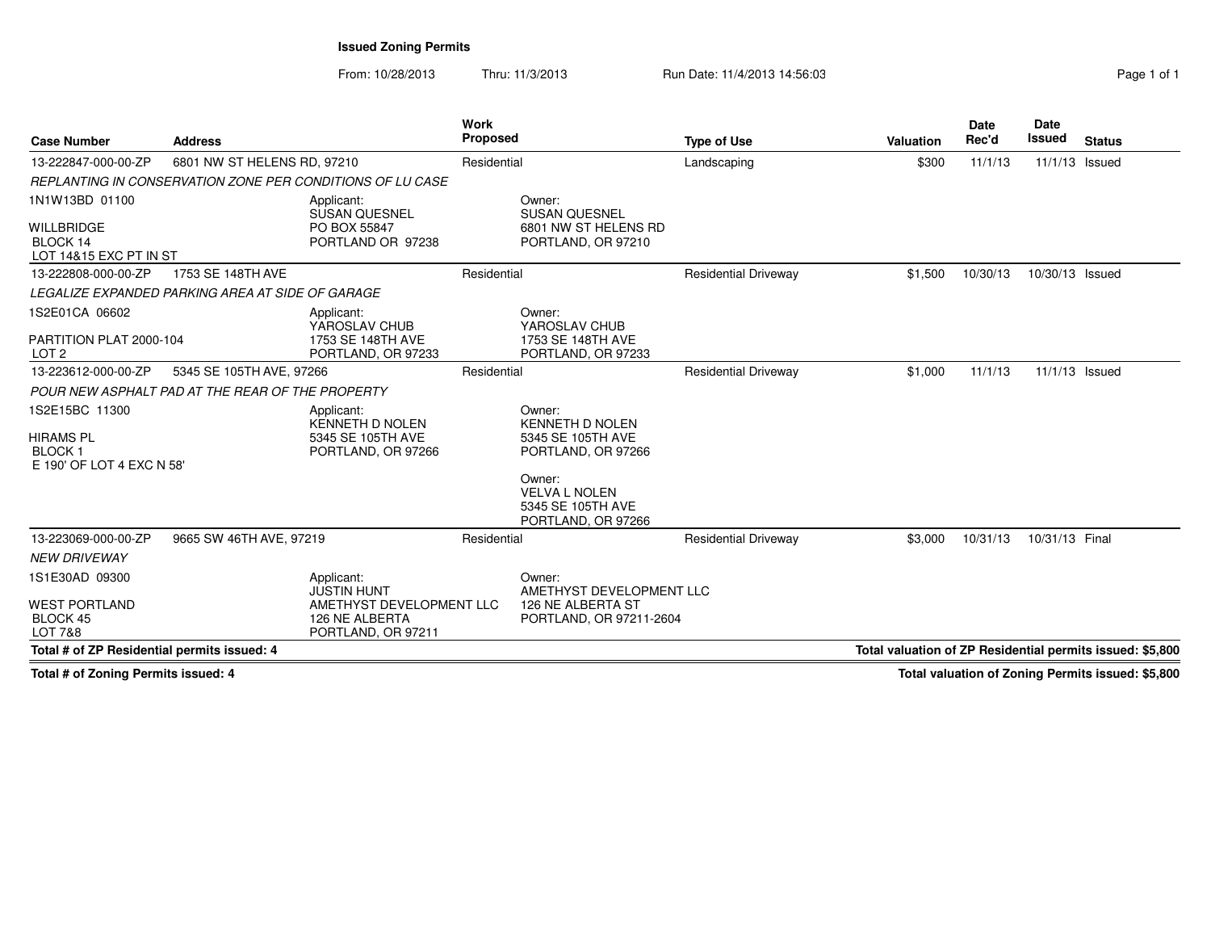**Issued Zoning Permits**

From: 10/28/2013 Thru: 11/3/2013 Run Date: 11/4/2013 14:56:03

| Case Number | Address | | Work Proposed | | Type of Use | Valuation | Date Rec'd | Date Issued | Status |
|---|---|---|---|---|---|---|---|---|---|
| 13-222847-000-00-ZP | 6801 NW ST HELENS RD, 97210 | | Residential | | Landscaping | $300 | 11/1/13 | 11/1/13 | Issued |
| *REPLANTING IN CONSERVATION ZONE PER CONDITIONS OF LU CASE* | | | | | | | | | |
| 1N1W13BD 01100<br>WILLBRIDGE<br>BLOCK 14<br>LOT 14&15 EXC PT IN ST | | Applicant:<br>SUSAN QUESNEL<br>PO BOX 55847<br>PORTLAND OR 97238 | | Owner:<br>SUSAN QUESNEL<br>6801 NW ST HELENS RD<br>PORTLAND, OR 97210 | | | | | |
| 13-222808-000-00-ZP | 1753 SE 148TH AVE | | Residential | | Residential Driveway | $1,500 | 10/30/13 | 10/30/13 | Issued |
| *LEGALIZE EXPANDED PARKING AREA AT SIDE OF GARAGE* | | | | | | | | | |
| 1S2E01CA 06602<br>PARTITION PLAT 2000-104<br>LOT 2 | | Applicant:<br>YAROSLAV CHUB<br>1753 SE 148TH AVE<br>PORTLAND, OR 97233 | | Owner:<br>YAROSLAV CHUB<br>1753 SE 148TH AVE<br>PORTLAND, OR 97233 | | | | | |
| 13-223612-000-00-ZP | 5345 SE 105TH AVE, 97266 | | Residential | | Residential Driveway | $1,000 | 11/1/13 | 11/1/13 | Issued |
| *POUR NEW ASPHALT PAD AT THE REAR OF THE PROPERTY* | | | | | | | | | |
| 1S2E15BC 11300<br>HIRAMS PL<br>BLOCK 1<br>E 190' OF LOT 4 EXC N 58' | | Applicant:<br>KENNETH D NOLEN<br>5345 SE 105TH AVE<br>PORTLAND, OR 97266 | | Owner:<br>KENNETH D NOLEN<br>5345 SE 105TH AVE<br>PORTLAND, OR 97266<br><br>Owner:<br>VELVA L NOLEN<br>5345 SE 105TH AVE<br>PORTLAND, OR 97266 | | | | | |
| 13-223069-000-00-ZP | 9665 SW 46TH AVE, 97219 | | Residential | | Residential Driveway | $3,000 | 10/31/13 | 10/31/13 | Final |
| *NEW DRIVEWAY* | | | | | | | | | |
| 1S1E30AD 09300<br>WEST PORTLAND<br>BLOCK 45<br>LOT 7&8 | | Applicant:<br>JUSTIN HUNT<br>AMETHYST DEVELOPMENT LLC<br>126 NE ALBERTA<br>PORTLAND, OR 97211 | | Owner:<br>AMETHYST DEVELOPMENT LLC<br>126 NE ALBERTA ST<br>PORTLAND, OR 97211-2604 | | | | | |

**Total # of ZP Residential permits issued: 4** **Total valuation of ZP Residential permits issued: $5,800**

**Total # of Zoning Permits issued: 4** **Total valuation of Zoning Permits issued: $5,800**